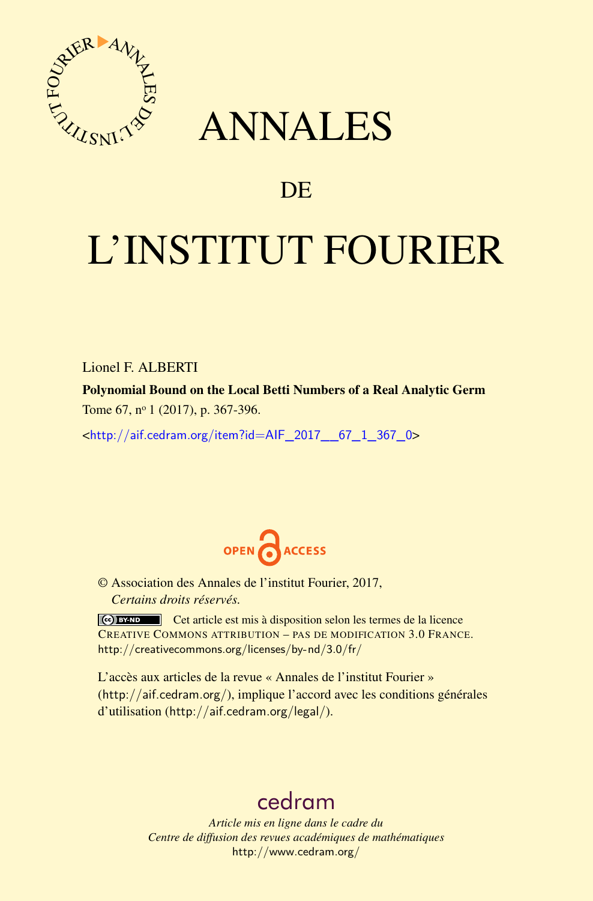# ANNALES

## DE

# L'INSTITUT FOURIER

Lionel F. ALBERTI

**Polynomial Bound on the Local Betti Numbers of a Real Analytic Germ**

Tome 67, n° 1 (2017), p. 367-396.

<http://aif.cedram.org/item?id=AIF_2017__67_1_367_0>

OPEN ACCESS

© Association des Annales de l'institut Fourier, 2017,
*Certains droits réservés.*

Cet article est mis à disposition selon les termes de la licence CREATIVE COMMONS ATTRIBUTION – PAS DE MODIFICATION 3.0 FRANCE.
http://creativecommons.org/licenses/by-nd/3.0/fr/

L'accès aux articles de la revue « Annales de l'institut Fourier » (http://aif.cedram.org/), implique l'accord avec les conditions générales d'utilisation (http://aif.cedram.org/legal/).

cedram

*Article mis en ligne dans le cadre du*
*Centre de diffusion des revues académiques de mathématiques*
http://www.cedram.org/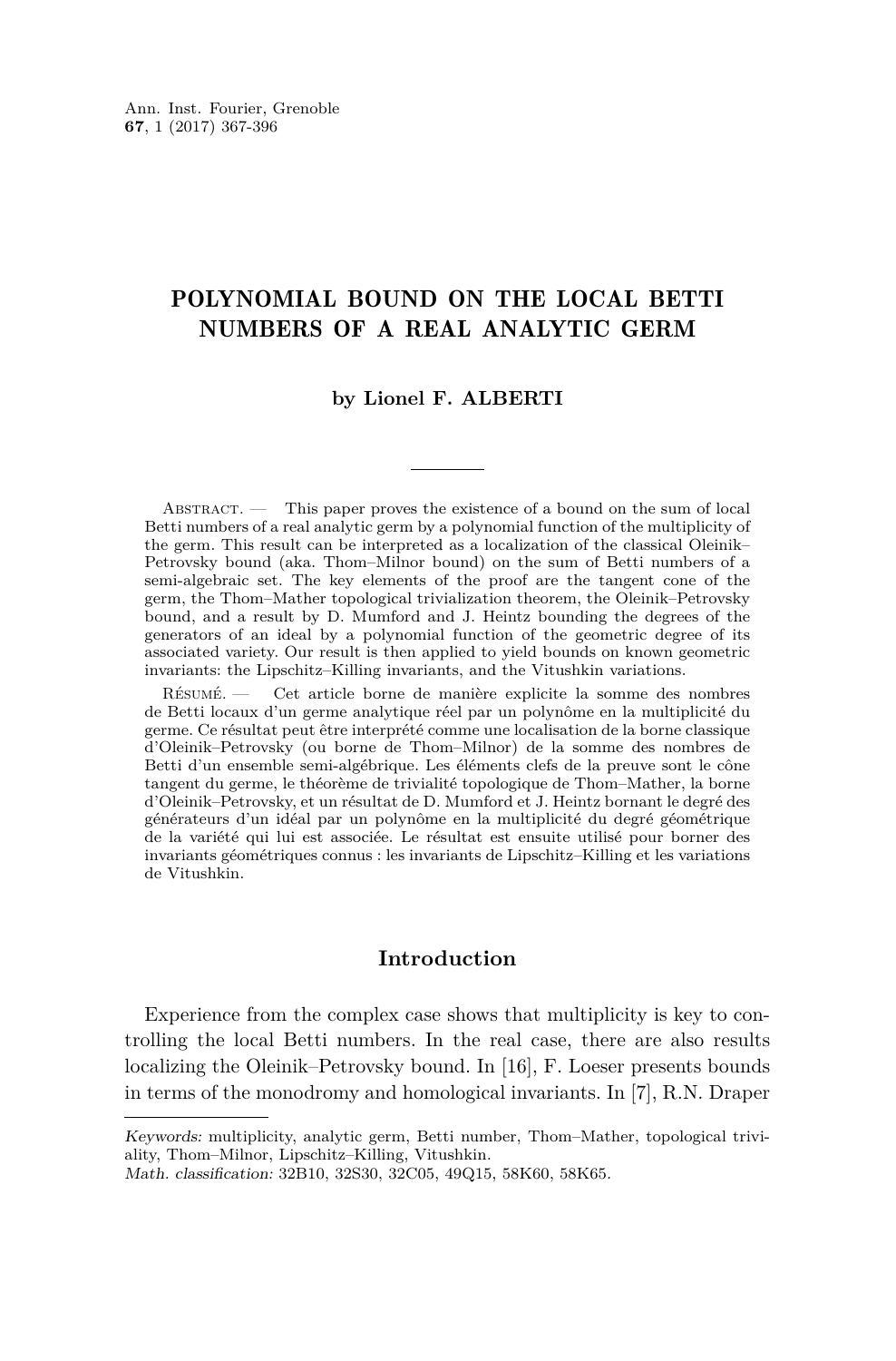# POLYNOMIAL BOUND ON THE LOCAL BETTI NUMBERS OF A REAL ANALYTIC GERM

**by Lionel F. ALBERTI**

Abstract. — This paper proves the existence of a bound on the sum of local Betti numbers of a real analytic germ by a polynomial function of the multiplicity of the germ. This result can be interpreted as a localization of the classical Oleinik–Petrovsky bound (aka. Thom–Milnor bound) on the sum of Betti numbers of a semi-algebraic set. The key elements of the proof are the tangent cone of the germ, the Thom–Mather topological trivialization theorem, the Oleinik–Petrovsky bound, and a result by D. Mumford and J. Heintz bounding the degrees of the generators of an ideal by a polynomial function of the geometric degree of its associated variety. Our result is then applied to yield bounds on known geometric invariants: the Lipschitz–Killing invariants, and the Vitushkin variations.

Résumé. — Cet article borne de manière explicite la somme des nombres de Betti locaux d'un germe analytique réel par un polynôme en la multiplicité du germe. Ce résultat peut être interprété comme une localisation de la borne classique d'Oleinik–Petrovsky (ou borne de Thom–Milnor) de la somme des nombres de Betti d'un ensemble semi-algébrique. Les éléments clefs de la preuve sont le cône tangent du germe, le théorème de trivialité topologique de Thom–Mather, la borne d'Oleinik–Petrovsky, et un résultat de D. Mumford et J. Heintz bornant le degré des générateurs d'un idéal par un polynôme en la multiplicité du degré géométrique de la variété qui lui est associée. Le résultat est ensuite utilisé pour borner des invariants géométriques connus : les invariants de Lipschitz–Killing et les variations de Vitushkin.

## Introduction

Experience from the complex case shows that multiplicity is key to controlling the local Betti numbers. In the real case, there are also results localizing the Oleinik–Petrovsky bound. In [16], F. Loeser presents bounds in terms of the monodromy and homological invariants. In [7], R.N. Draper

*Keywords:* multiplicity, analytic germ, Betti number, Thom–Mather, topological triviality, Thom–Milnor, Lipschitz–Killing, Vitushkin.
*Math. classification:* 32B10, 32S30, 32C05, 49Q15, 58K60, 58K65.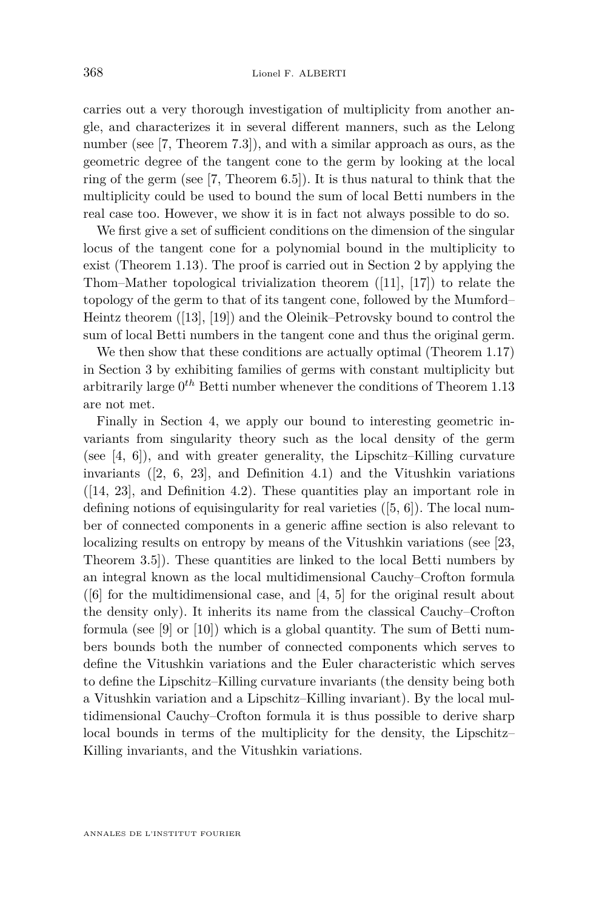carries out a very thorough investigation of multiplicity from another angle, and characterizes it in several different manners, such as the Lelong number (see [7, Theorem 7.3]), and with a similar approach as ours, as the geometric degree of the tangent cone to the germ by looking at the local ring of the germ (see [7, Theorem 6.5]). It is thus natural to think that the multiplicity could be used to bound the sum of local Betti numbers in the real case too. However, we show it is in fact not always possible to do so.

We first give a set of sufficient conditions on the dimension of the singular locus of the tangent cone for a polynomial bound in the multiplicity to exist (Theorem 1.13). The proof is carried out in Section 2 by applying the Thom–Mather topological trivialization theorem ([11], [17]) to relate the topology of the germ to that of its tangent cone, followed by the Mumford–Heintz theorem ([13], [19]) and the Oleinik–Petrovsky bound to control the sum of local Betti numbers in the tangent cone and thus the original germ.

We then show that these conditions are actually optimal (Theorem 1.17) in Section 3 by exhibiting families of germs with constant multiplicity but arbitrarily large $0^{th}$ Betti number whenever the conditions of Theorem 1.13 are not met.

Finally in Section 4, we apply our bound to interesting geometric invariants from singularity theory such as the local density of the germ (see [4, 6]), and with greater generality, the Lipschitz–Killing curvature invariants ([2, 6, 23], and Definition 4.1) and the Vitushkin variations ([14, 23], and Definition 4.2). These quantities play an important role in defining notions of equisingularity for real varieties ([5, 6]). The local number of connected components in a generic affine section is also relevant to localizing results on entropy by means of the Vitushkin variations (see [23, Theorem 3.5]). These quantities are linked to the local Betti numbers by an integral known as the local multidimensional Cauchy–Crofton formula ([6] for the multidimensional case, and [4, 5] for the original result about the density only). It inherits its name from the classical Cauchy–Crofton formula (see [9] or [10]) which is a global quantity. The sum of Betti numbers bounds both the number of connected components which serves to define the Vitushkin variations and the Euler characteristic which serves to define the Lipschitz–Killing curvature invariants (the density being both a Vitushkin variation and a Lipschitz–Killing invariant). By the local multidimensional Cauchy–Crofton formula it is thus possible to derive sharp local bounds in terms of the multiplicity for the density, the Lipschitz–Killing invariants, and the Vitushkin variations.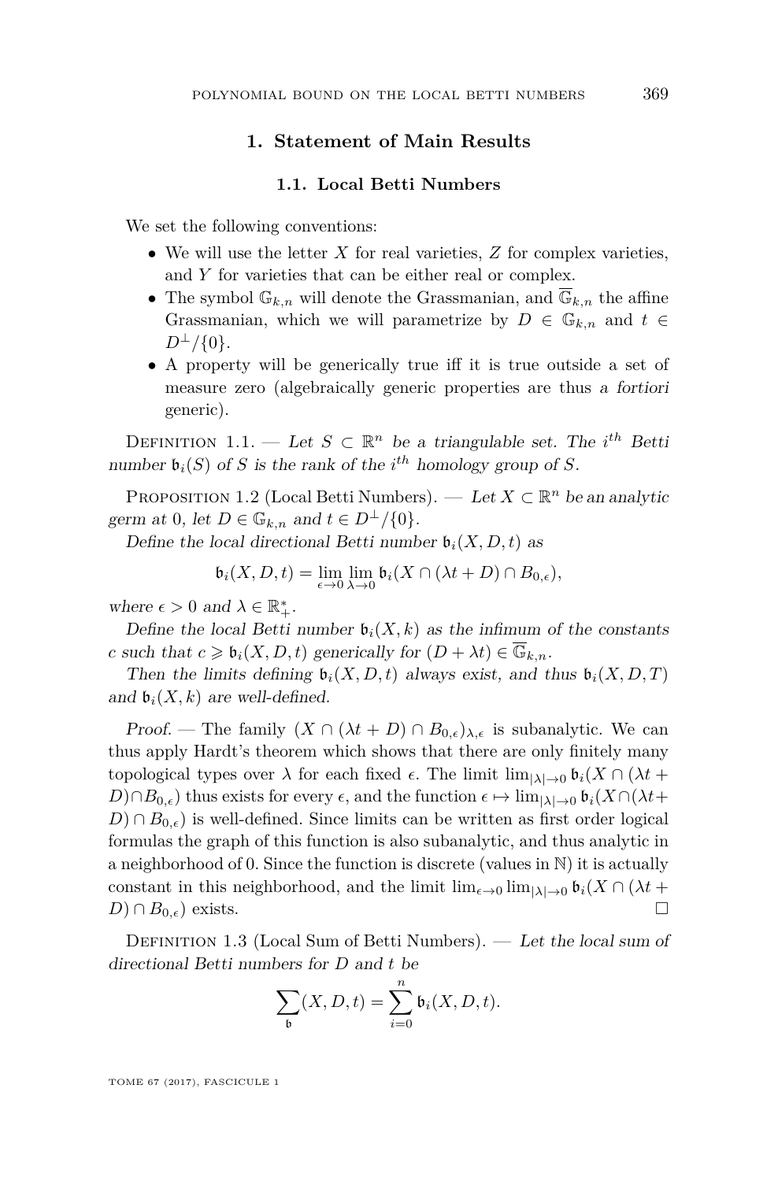## 1. Statement of Main Results

### 1.1. Local Betti Numbers

We set the following conventions:

- We will use the letter $X$ for real varieties, $Z$ for complex varieties, and $Y$ for varieties that can be either real or complex.
- The symbol $\mathbb{G}_{k,n}$ will denote the Grassmanian, and $\overline{\mathbb{G}}_{k,n}$ the affine Grassmanian, which we will parametrize by $D \in \mathbb{G}_{k,n}$ and $t \in D^{\perp}/\{0\}$.
- A property will be generically true iff it is true outside a set of measure zero (algebraically generic properties are thus *a fortiori* generic).

Definition 1.1. — *Let $S \subset \mathbb{R}^n$ be a triangulable set. The $i^{th}$ Betti number $\mathfrak{b}_i(S)$ of $S$ is the rank of the $i^{th}$ homology group of $S$.*

Proposition 1.2 (Local Betti Numbers). — *Let $X \subset \mathbb{R}^n$ be an analytic germ at 0, let $D \in \mathbb{G}_{k,n}$ and $t \in D^{\perp}/\{0\}$.*

*Define the local directional Betti number $\mathfrak{b}_i(X, D, t)$ as*

$$\mathfrak{b}_i(X, D, t) = \lim_{\epsilon \to 0} \lim_{\lambda \to 0} \mathfrak{b}_i(X \cap (\lambda t + D) \cap B_{0,\epsilon}),$$

*where $\epsilon > 0$ and $\lambda \in \mathbb{R}_+^*$.*

*Define the local Betti number $\mathfrak{b}_i(X, k)$ as the infimum of the constants $c$ such that $c \geqslant \mathfrak{b}_i(X, D, t)$ generically for $(D + \lambda t) \in \overline{\mathbb{G}}_{k,n}$.*

*Then the limits defining $\mathfrak{b}_i(X, D, t)$ always exist, and thus $\mathfrak{b}_i(X, D, T)$ and $\mathfrak{b}_i(X, k)$ are well-defined.*

*Proof.* — The family $(X \cap (\lambda t + D) \cap B_{0,\epsilon})_{\lambda,\epsilon}$ is subanalytic. We can thus apply Hardt's theorem which shows that there are only finitely many topological types over $\lambda$ for each fixed $\epsilon$. The limit $\lim_{|\lambda| \to 0} \mathfrak{b}_i(X \cap (\lambda t + D) \cap B_{0,\epsilon})$ thus exists for every $\epsilon$, and the function $\epsilon \mapsto \lim_{|\lambda| \to 0} \mathfrak{b}_i(X \cap (\lambda t + D) \cap B_{0,\epsilon})$ is well-defined. Since limits can be written as first order logical formulas the graph of this function is also subanalytic, and thus analytic in a neighborhood of 0. Since the function is discrete (values in $\mathbb{N}$) it is actually constant in this neighborhood, and the limit $\lim_{\epsilon \to 0} \lim_{|\lambda| \to 0} \mathfrak{b}_i(X \cap (\lambda t + D) \cap B_{0,\epsilon})$ exists. □

Definition 1.3 (Local Sum of Betti Numbers). — *Let the local sum of directional Betti numbers for $D$ and $t$ be*

$$\sum_{\mathfrak{b}}(X, D, t) = \sum_{i=0}^{n} \mathfrak{b}_i(X, D, t).$$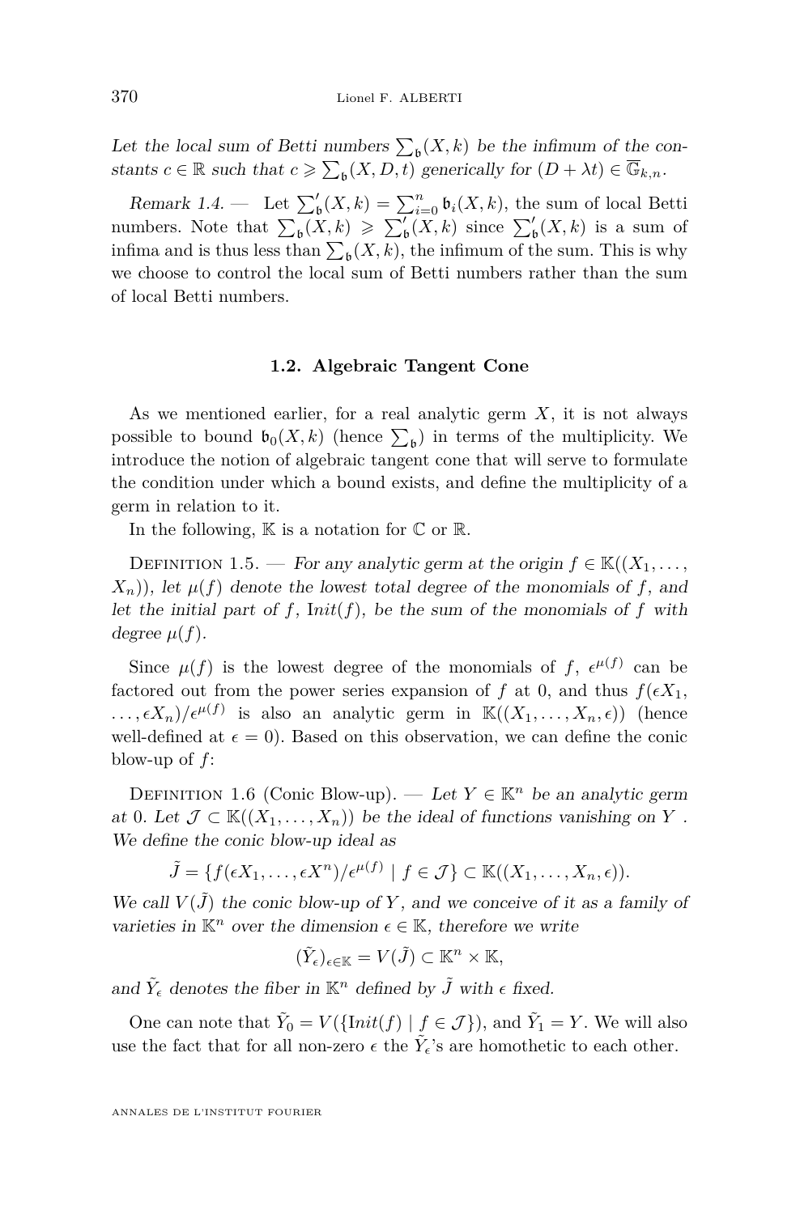*Let the local sum of Betti numbers $\sum_{\mathfrak{b}}(X,k)$ be the infimum of the constants $c \in \mathbb{R}$ such that $c \geqslant \sum_{\mathfrak{b}}(X,D,t)$ generically for $(D+\lambda t) \in \overline{\mathbb{G}}_{k,n}$.*

*Remark 1.4.* — Let $\sum'_{\mathfrak{b}}(X,k) = \sum_{i=0}^{n} \mathfrak{b}_i(X,k)$, the sum of local Betti numbers. Note that $\sum_{\mathfrak{b}}(X,k) \geqslant \sum'_{\mathfrak{b}}(X,k)$ since $\sum'_{\mathfrak{b}}(X,k)$ is a sum of infima and is thus less than $\sum_{\mathfrak{b}}(X,k)$, the infimum of the sum. This is why we choose to control the local sum of Betti numbers rather than the sum of local Betti numbers.

## 1.2. Algebraic Tangent Cone

As we mentioned earlier, for a real analytic germ $X$, it is not always possible to bound $\mathfrak{b}_0(X,k)$ (hence $\sum_{\mathfrak{b}}$) in terms of the multiplicity. We introduce the notion of algebraic tangent cone that will serve to formulate the condition under which a bound exists, and define the multiplicity of a germ in relation to it.

In the following, $\mathbb{K}$ is a notation for $\mathbb{C}$ or $\mathbb{R}$.

Definition 1.5. — *For any analytic germ at the origin $f \in \mathbb{K}((X_1,\ldots,X_n))$, let $\mu(f)$ denote the lowest total degree of the monomials of $f$, and let the initial part of $f$, $\mathrm{I}nit(f)$, be the sum of the monomials of $f$ with degree $\mu(f)$.*

Since $\mu(f)$ is the lowest degree of the monomials of $f$, $\epsilon^{\mu(f)}$ can be factored out from the power series expansion of $f$ at 0, and thus $f(\epsilon X_1,\ldots,\epsilon X_n)/\epsilon^{\mu(f)}$ is also an analytic germ in $\mathbb{K}((X_1,\ldots,X_n,\epsilon))$ (hence well-defined at $\epsilon=0$). Based on this observation, we can define the conic blow-up of $f$:

Definition 1.6 (Conic Blow-up). — *Let $Y \in \mathbb{K}^n$ be an analytic germ at 0. Let $\mathcal{J} \subset \mathbb{K}((X_1,\ldots,X_n))$ be the ideal of functions vanishing on $Y$. We define the conic blow-up ideal as*

$$\tilde{J} = \{f(\epsilon X_1,\ldots,\epsilon X^n)/\epsilon^{\mu(f)} \mid f \in \mathcal{J}\} \subset \mathbb{K}((X_1,\ldots,X_n,\epsilon)).$$

*We call $V(\tilde{J})$ the conic blow-up of $Y$, and we conceive of it as a family of varieties in $\mathbb{K}^n$ over the dimension $\epsilon \in \mathbb{K}$, therefore we write*

$$(\tilde{Y}_\epsilon)_{\epsilon\in\mathbb{K}} = V(\tilde{J}) \subset \mathbb{K}^n \times \mathbb{K},$$

*and $\tilde{Y}_\epsilon$ denotes the fiber in $\mathbb{K}^n$ defined by $\tilde{J}$ with $\epsilon$ fixed.*

One can note that $\tilde{Y}_0 = V(\{\mathrm{I}nit(f) \mid f \in \mathcal{J}\})$, and $\tilde{Y}_1 = Y$. We will also use the fact that for all non-zero $\epsilon$ the $\tilde{Y}_\epsilon$'s are homothetic to each other.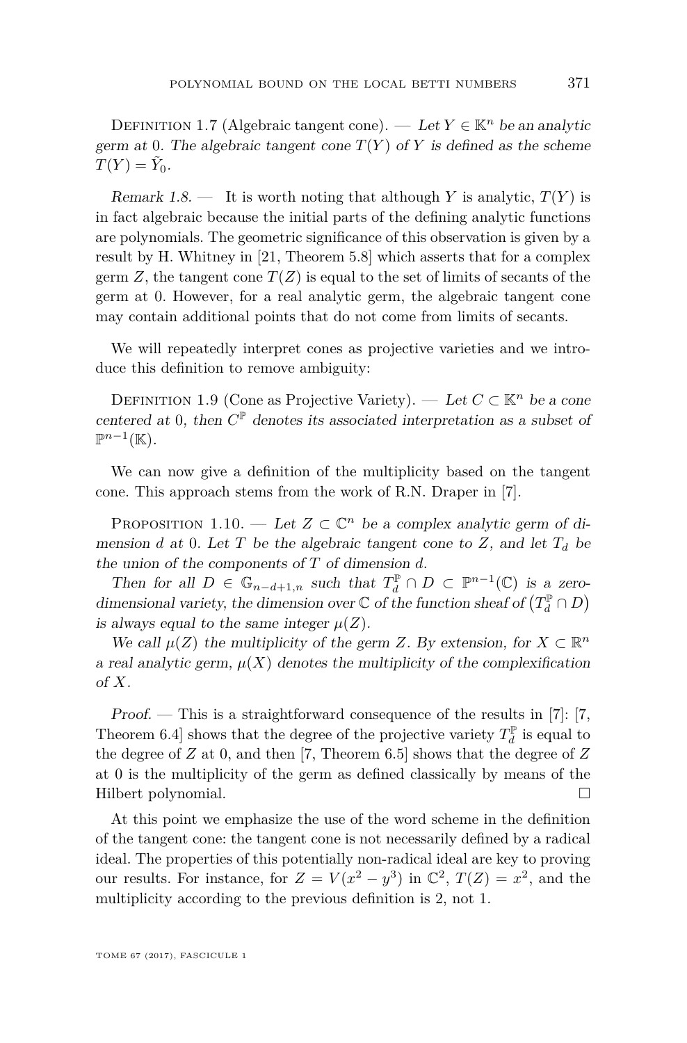Definition 1.7 (Algebraic tangent cone). — *Let $Y \in \mathbb{K}^n$ be an analytic germ at 0. The algebraic tangent cone $T(Y)$ of $Y$ is defined as the scheme $T(Y) = \tilde{Y}_0$.*

*Remark 1.8.* — It is worth noting that although $Y$ is analytic, $T(Y)$ is in fact algebraic because the initial parts of the defining analytic functions are polynomials. The geometric significance of this observation is given by a result by H. Whitney in [21, Theorem 5.8] which asserts that for a complex germ $Z$, the tangent cone $T(Z)$ is equal to the set of limits of secants of the germ at 0. However, for a real analytic germ, the algebraic tangent cone may contain additional points that do not come from limits of secants.

We will repeatedly interpret cones as projective varieties and we introduce this definition to remove ambiguity:

Definition 1.9 (Cone as Projective Variety). — *Let $C \subset \mathbb{K}^n$ be a cone centered at 0, then $C^{\mathbb{P}}$ denotes its associated interpretation as a subset of $\mathbb{P}^{n-1}(\mathbb{K})$.*

We can now give a definition of the multiplicity based on the tangent cone. This approach stems from the work of R.N. Draper in [7].

Proposition 1.10. — *Let $Z \subset \mathbb{C}^n$ be a complex analytic germ of dimension $d$ at 0. Let $T$ be the algebraic tangent cone to $Z$, and let $T_d$ be the union of the components of $T$ of dimension $d$.*

*Then for all $D \in \mathbb{G}_{n-d+1,n}$ such that $T_d^{\mathbb{P}} \cap D \subset \mathbb{P}^{n-1}(\mathbb{C})$ is a zero-dimensional variety, the dimension over $\mathbb{C}$ of the function sheaf of $\left(T_d^{\mathbb{P}} \cap D\right)$ is always equal to the same integer $\mu(Z)$.*

*We call $\mu(Z)$ the multiplicity of the germ $Z$. By extension, for $X \subset \mathbb{R}^n$ a real analytic germ, $\mu(X)$ denotes the multiplicity of the complexification of $X$.*

*Proof.* — This is a straightforward consequence of the results in [7]: [7, Theorem 6.4] shows that the degree of the projective variety $T_d^{\mathbb{P}}$ is equal to the degree of $Z$ at 0, and then [7, Theorem 6.5] shows that the degree of $Z$ at 0 is the multiplicity of the germ as defined classically by means of the Hilbert polynomial. □

At this point we emphasize the use of the word scheme in the definition of the tangent cone: the tangent cone is not necessarily defined by a radical ideal. The properties of this potentially non-radical ideal are key to proving our results. For instance, for $Z = V(x^2 - y^3)$ in $\mathbb{C}^2$, $T(Z) = x^2$, and the multiplicity according to the previous definition is 2, not 1.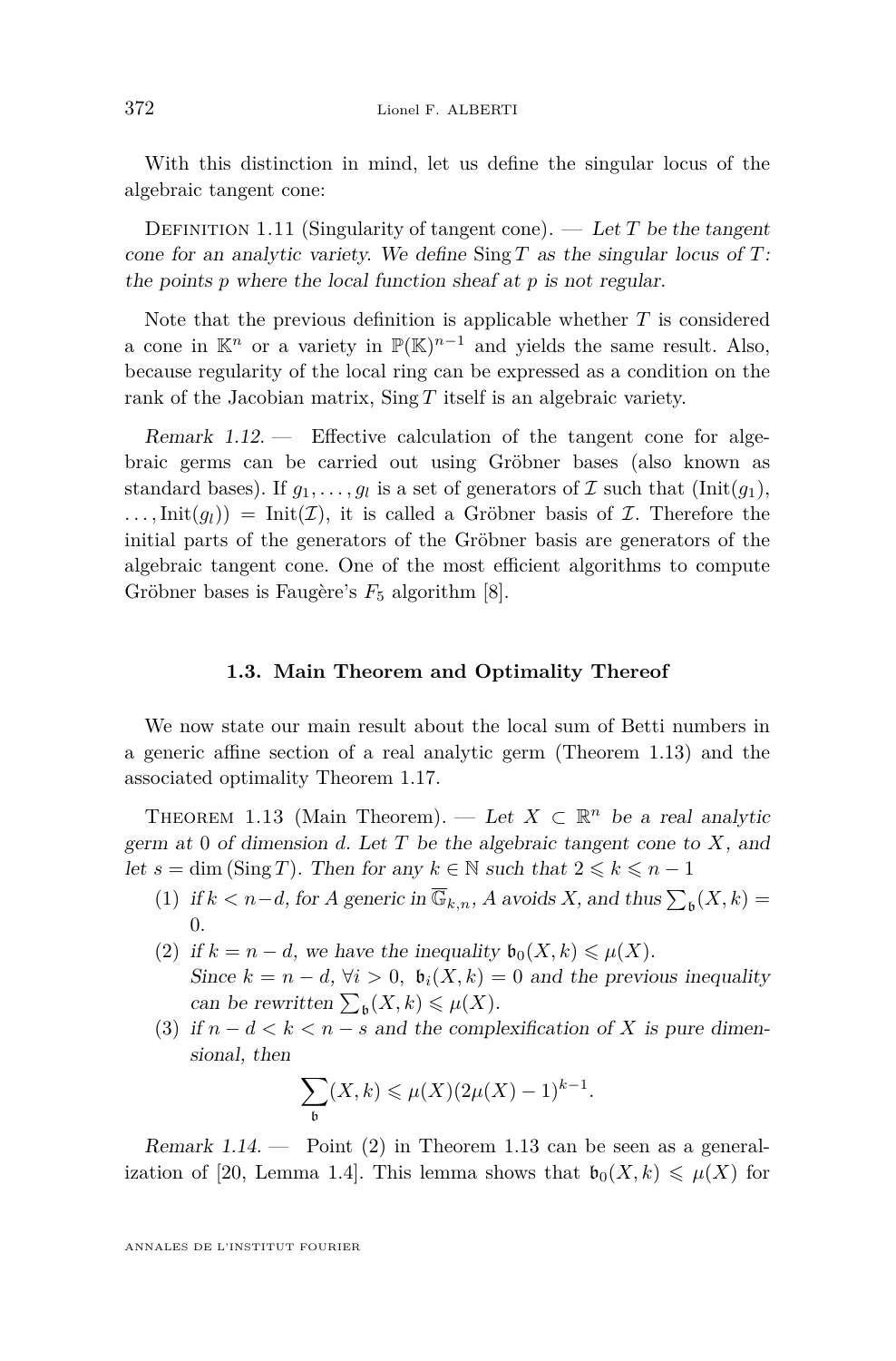With this distinction in mind, let us define the singular locus of the algebraic tangent cone:

Definition 1.11 (Singularity of tangent cone). — *Let $T$ be the tangent cone for an analytic variety. We define* $\operatorname{Sing} T$ *as the singular locus of $T$: the points $p$ where the local function sheaf at $p$ is not regular.*

Note that the previous definition is applicable whether $T$ is considered a cone in $\mathbb{K}^n$ or a variety in $\mathbb{P}(\mathbb{K})^{n-1}$ and yields the same result. Also, because regularity of the local ring can be expressed as a condition on the rank of the Jacobian matrix, $\operatorname{Sing} T$ itself is an algebraic variety.

*Remark 1.12.* — Effective calculation of the tangent cone for algebraic germs can be carried out using Gröbner bases (also known as standard bases). If $g_1, \ldots, g_l$ is a set of generators of $\mathcal{I}$ such that $(\operatorname{Init}(g_1), \ldots, \operatorname{Init}(g_l)) = \operatorname{Init}(\mathcal{I})$, it is called a Gröbner basis of $\mathcal{I}$. Therefore the initial parts of the generators of the Gröbner basis are generators of the algebraic tangent cone. One of the most efficient algorithms to compute Gröbner bases is Faugère's $F_5$ algorithm [8].

### 1.3. Main Theorem and Optimality Thereof

We now state our main result about the local sum of Betti numbers in a generic affine section of a real analytic germ (Theorem 1.13) and the associated optimality Theorem 1.17.

Theorem 1.13 (Main Theorem). — *Let $X \subset \mathbb{R}^n$ be a real analytic germ at 0 of dimension $d$. Let $T$ be the algebraic tangent cone to $X$, and let $s = \dim(\operatorname{Sing} T)$. Then for any $k \in \mathbb{N}$ such that $2 \leqslant k \leqslant n-1$*

1. *if $k < n-d$, for $A$ generic in $\overline{\mathbb{G}}_{k,n}$, $A$ avoids $X$, and thus $\sum_{\mathfrak{b}}(X,k) = 0$.*
2. *if $k = n-d$, we have the inequality $\mathfrak{b}_0(X,k) \leqslant \mu(X)$.*
   *Since $k = n-d$, $\forall i > 0,\ \mathfrak{b}_i(X,k) = 0$ and the previous inequality can be rewritten $\sum_{\mathfrak{b}}(X,k) \leqslant \mu(X)$.*
3. *if $n-d < k < n-s$ and the complexification of $X$ is pure dimensional, then*

$$\sum_{\mathfrak{b}}(X,k) \leqslant \mu(X)(2\mu(X)-1)^{k-1}.$$

*Remark 1.14.* — Point (2) in Theorem 1.13 can be seen as a generalization of [20, Lemma 1.4]. This lemma shows that $\mathfrak{b}_0(X,k) \leqslant \mu(X)$ for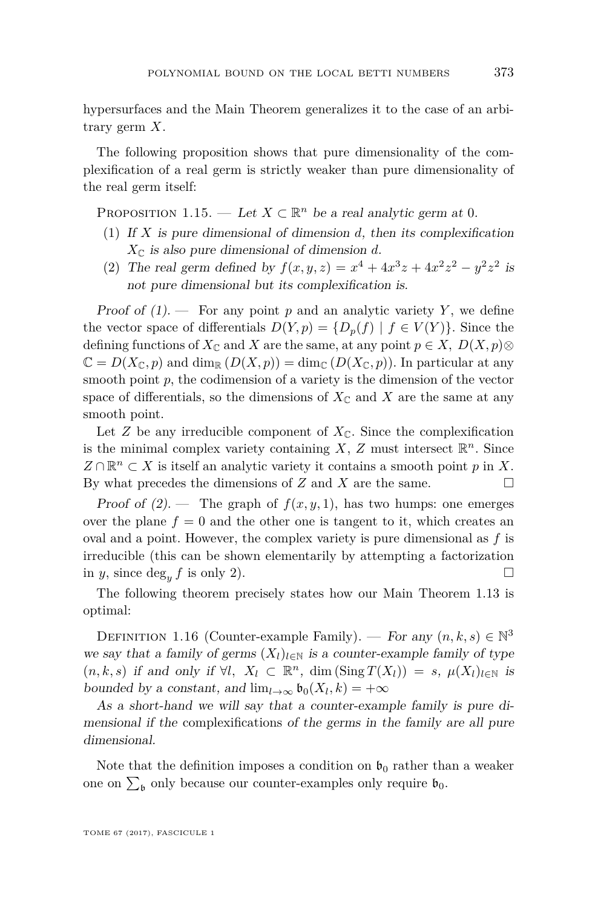hypersurfaces and the Main Theorem generalizes it to the case of an arbitrary germ $X$.

The following proposition shows that pure dimensionality of the complexification of a real germ is strictly weaker than pure dimensionality of the real germ itself:

Proposition 1.15. — *Let $X \subset \mathbb{R}^n$ be a real analytic germ at 0.*

1. *If $X$ is pure dimensional of dimension $d$, then its complexification $X_\mathbb{C}$ is also pure dimensional of dimension $d$.*
2. *The real germ defined by $f(x,y,z) = x^4 + 4x^3z + 4x^2z^2 - y^2z^2$ is not pure dimensional but its complexification is.*

*Proof of (1).* — For any point $p$ and an analytic variety $Y$, we define the vector space of differentials $D(Y,p) = \{D_p(f) \mid f \in V(Y)\}$. Since the defining functions of $X_\mathbb{C}$ and $X$ are the same, at any point $p \in X$, $D(X,p) \otimes \mathbb{C} = D(X_\mathbb{C}, p)$ and $\dim_\mathbb{R}(D(X,p)) = \dim_\mathbb{C}(D(X_\mathbb{C},p))$. In particular at any smooth point $p$, the codimension of a variety is the dimension of the vector space of differentials, so the dimensions of $X_\mathbb{C}$ and $X$ are the same at any smooth point.

Let $Z$ be any irreducible component of $X_\mathbb{C}$. Since the complexification is the minimal complex variety containing $X$, $Z$ must intersect $\mathbb{R}^n$. Since $Z \cap \mathbb{R}^n \subset X$ is itself an analytic variety it contains a smooth point $p$ in $X$. By what precedes the dimensions of $Z$ and $X$ are the same. □

*Proof of (2).* — The graph of $f(x,y,1)$, has two humps: one emerges over the plane $f = 0$ and the other one is tangent to it, which creates an oval and a point. However, the complex variety is pure dimensional as $f$ is irreducible (this can be shown elementarily by attempting a factorization in $y$, since $\deg_y f$ is only 2). □

The following theorem precisely states how our Main Theorem 1.13 is optimal:

Definition 1.16 (Counter-example Family). — *For any $(n,k,s) \in \mathbb{N}^3$ we say that a family of germs $(X_l)_{l\in\mathbb{N}}$ is a counter-example family of type $(n,k,s)$ if and only if $\forall l,\ X_l \subset \mathbb{R}^n$, $\dim(\operatorname{Sing} T(X_l)) = s$, $\mu(X_l)_{l\in\mathbb{N}}$ is bounded by a constant, and $\lim_{l\to\infty} \mathfrak{b}_0(X_l,k) = +\infty$*

*As a short-hand we will say that a counter-example family is pure dimensional if the* complexifications *of the germs in the family are all pure dimensional.*

Note that the definition imposes a condition on $\mathfrak{b}_0$ rather than a weaker one on $\sum_\mathfrak{b}$ only because our counter-examples only require $\mathfrak{b}_0$.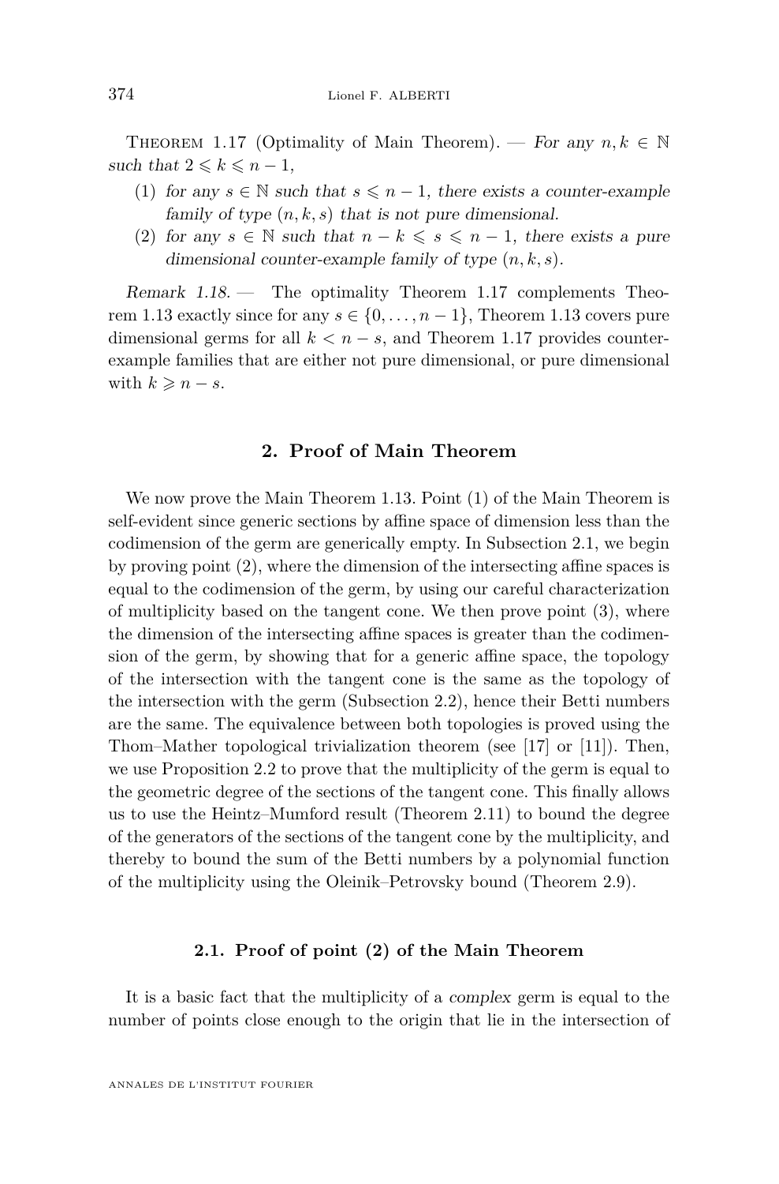Theorem 1.17 (Optimality of Main Theorem). — *For any $n, k \in \mathbb{N}$ such that $2 \leqslant k \leqslant n-1$,*

1. *for any $s \in \mathbb{N}$ such that $s \leqslant n-1$, there exists a counter-example family of type $(n, k, s)$ that is not pure dimensional.*
2. *for any $s \in \mathbb{N}$ such that $n-k \leqslant s \leqslant n-1$, there exists a pure dimensional counter-example family of type $(n, k, s)$.*

*Remark 1.18.* — The optimality Theorem 1.17 complements Theorem 1.13 exactly since for any $s \in \{0, \ldots, n-1\}$, Theorem 1.13 covers pure dimensional germs for all $k < n-s$, and Theorem 1.17 provides counter-example families that are either not pure dimensional, or pure dimensional with $k \geqslant n-s$.

## 2. Proof of Main Theorem

We now prove the Main Theorem 1.13. Point (1) of the Main Theorem is self-evident since generic sections by affine space of dimension less than the codimension of the germ are generically empty. In Subsection 2.1, we begin by proving point (2), where the dimension of the intersecting affine spaces is equal to the codimension of the germ, by using our careful characterization of multiplicity based on the tangent cone. We then prove point (3), where the dimension of the intersecting affine spaces is greater than the codimension of the germ, by showing that for a generic affine space, the topology of the intersection with the tangent cone is the same as the topology of the intersection with the germ (Subsection 2.2), hence their Betti numbers are the same. The equivalence between both topologies is proved using the Thom–Mather topological trivialization theorem (see [17] or [11]). Then, we use Proposition 2.2 to prove that the multiplicity of the germ is equal to the geometric degree of the sections of the tangent cone. This finally allows us to use the Heintz–Mumford result (Theorem 2.11) to bound the degree of the generators of the sections of the tangent cone by the multiplicity, and thereby to bound the sum of the Betti numbers by a polynomial function of the multiplicity using the Oleinik–Petrovsky bound (Theorem 2.9).

### 2.1. Proof of point (2) of the Main Theorem

It is a basic fact that the multiplicity of a *complex* germ is equal to the number of points close enough to the origin that lie in the intersection of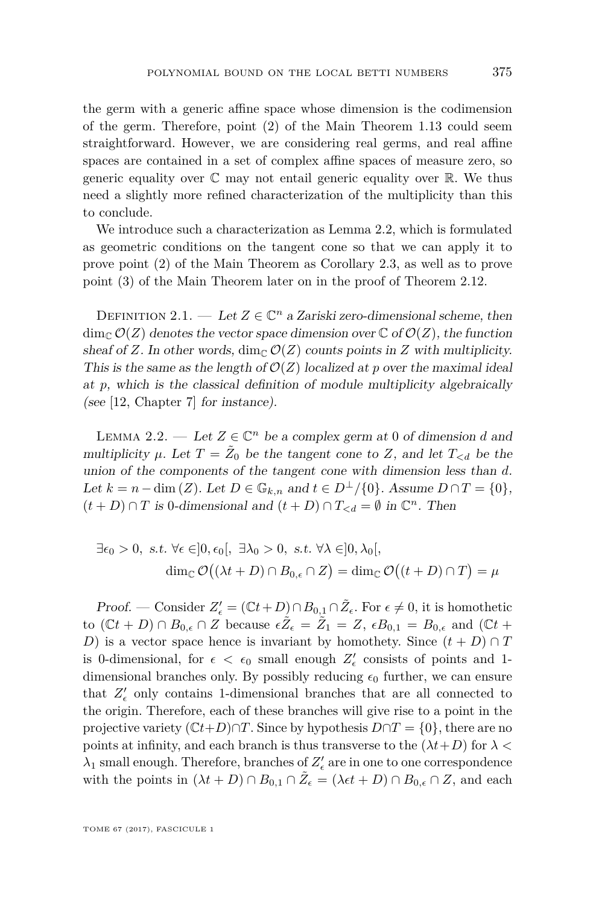the germ with a generic affine space whose dimension is the codimension of the germ. Therefore, point (2) of the Main Theorem 1.13 could seem straightforward. However, we are considering real germs, and real affine spaces are contained in a set of complex affine spaces of measure zero, so generic equality over $\mathbb{C}$ may not entail generic equality over $\mathbb{R}$. We thus need a slightly more refined characterization of the multiplicity than this to conclude.

We introduce such a characterization as Lemma 2.2, which is formulated as geometric conditions on the tangent cone so that we can apply it to prove point (2) of the Main Theorem as Corollary 2.3, as well as to prove point (3) of the Main Theorem later on in the proof of Theorem 2.12.

Definition 2.1. — *Let $Z \in \mathbb{C}^n$ a Zariski zero-dimensional scheme, then $\dim_{\mathbb{C}} \mathcal{O}(Z)$ denotes the vector space dimension over $\mathbb{C}$ of $\mathcal{O}(Z)$, the function sheaf of $Z$. In other words, $\dim_{\mathbb{C}} \mathcal{O}(Z)$ counts points in $Z$ with multiplicity. This is the same as the length of $\mathcal{O}(Z)$ localized at $p$ over the maximal ideal at $p$, which is the classical definition of module multiplicity algebraically (see [12, Chapter 7] for instance).*

Lemma 2.2. — *Let $Z \in \mathbb{C}^n$ be a complex germ at $0$ of dimension $d$ and multiplicity $\mu$. Let $T = \tilde{Z}_0$ be the tangent cone to $Z$, and let $T_{<d}$ be the union of the components of the tangent cone with dimension less than $d$. Let $k = n - \dim(Z)$. Let $D \in \mathbb{G}_{k,n}$ and $t \in D^{\perp}/\{0\}$. Assume $D \cap T = \{0\}$, $(t + D) \cap T$ is 0-dimensional and $(t + D) \cap T_{<d} = \emptyset$ in $\mathbb{C}^n$. Then*

$$\exists \epsilon_0 > 0, \text{ s.t. } \forall \epsilon \in ]0, \epsilon_0[, \ \exists \lambda_0 > 0, \text{ s.t. } \forall \lambda \in ]0, \lambda_0[,$$
$$\dim_{\mathbb{C}} \mathcal{O}\big((\lambda t + D) \cap B_{0,\epsilon} \cap Z\big) = \dim_{\mathbb{C}} \mathcal{O}\big((t + D) \cap T\big) = \mu$$

*Proof.* — Consider $Z'_\epsilon = (\mathbb{C}t + D) \cap B_{0,1} \cap \tilde{Z}_\epsilon$. For $\epsilon \neq 0$, it is homothetic to $(\mathbb{C}t + D) \cap B_{0,\epsilon} \cap Z$ because $\epsilon \tilde{Z}_\epsilon = \tilde{Z}_1 = Z$, $\epsilon B_{0,1} = B_{0,\epsilon}$ and $(\mathbb{C}t + D)$ is a vector space hence is invariant by homothety. Since $(t + D) \cap T$ is 0-dimensional, for $\epsilon < \epsilon_0$ small enough $Z'_\epsilon$ consists of points and 1-dimensional branches only. By possibly reducing $\epsilon_0$ further, we can ensure that $Z'_\epsilon$ only contains 1-dimensional branches that are all connected to the origin. Therefore, each of these branches will give rise to a point in the projective variety $(\mathbb{C}t+D)\cap T$. Since by hypothesis $D\cap T = \{0\}$, there are no points at infinity, and each branch is thus transverse to the $(\lambda t+D)$ for $\lambda < \lambda_1$ small enough. Therefore, branches of $Z'_\epsilon$ are in one to one correspondence with the points in $(\lambda t + D) \cap B_{0,1} \cap \tilde{Z}_\epsilon = (\lambda \epsilon t + D) \cap B_{0,\epsilon} \cap Z$, and each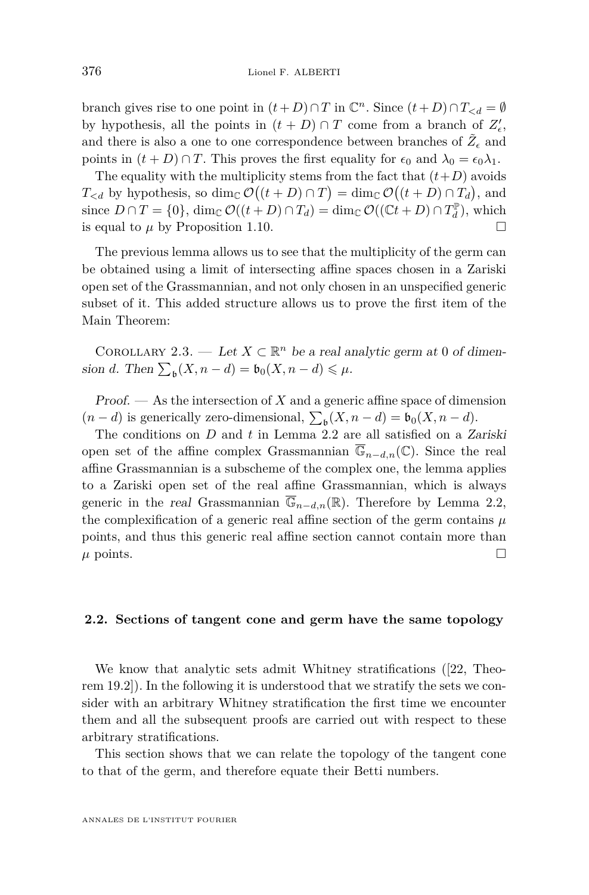branch gives rise to one point in $(t+D)\cap T$ in $\mathbb{C}^n$. Since $(t+D)\cap T_{<d}=\emptyset$ by hypothesis, all the points in $(t+D)\cap T$ come from a branch of $Z'_\epsilon$, and there is also a one to one correspondence between branches of $\tilde{Z}_\epsilon$ and points in $(t+D)\cap T$. This proves the first equality for $\epsilon_0$ and $\lambda_0=\epsilon_0\lambda_1$.

The equality with the multiplicity stems from the fact that $(t+D)$ avoids $T_{<d}$ by hypothesis, so $\dim_{\mathbb{C}} \mathcal{O}\big((t+D)\cap T\big)=\dim_{\mathbb{C}} \mathcal{O}\big((t+D)\cap T_d\big)$, and since $D\cap T=\{0\}$, $\dim_{\mathbb{C}} \mathcal{O}((t+D)\cap T_d)=\dim_{\mathbb{C}} \mathcal{O}((\mathbb{C}t+D)\cap T_d^{\mathbb{P}})$, which is equal to $\mu$ by Proposition 1.10. □

The previous lemma allows us to see that the multiplicity of the germ can be obtained using a limit of intersecting affine spaces chosen in a Zariski open set of the Grassmannian, and not only chosen in an unspecified generic subset of it. This added structure allows us to prove the first item of the Main Theorem:

Corollary 2.3. — *Let $X\subset\mathbb{R}^n$ be a real analytic germ at 0 of dimension $d$. Then $\sum_{\mathfrak{b}}(X,n-d)=\mathfrak{b}_0(X,n-d)\leqslant\mu$.*

*Proof.* — As the intersection of $X$ and a generic affine space of dimension $(n-d)$ is generically zero-dimensional, $\sum_{\mathfrak{b}}(X,n-d)=\mathfrak{b}_0(X,n-d)$.

The conditions on $D$ and $t$ in Lemma 2.2 are all satisfied on a *Zariski* open set of the affine complex Grassmannian $\overline{\mathbb{G}}_{n-d,n}(\mathbb{C})$. Since the real affine Grassmannian is a subscheme of the complex one, the lemma applies to a Zariski open set of the real affine Grassmannian, which is always generic in the *real* Grassmannian $\overline{\mathbb{G}}_{n-d,n}(\mathbb{R})$. Therefore by Lemma 2.2, the complexification of a generic real affine section of the germ contains $\mu$ points, and thus this generic real affine section cannot contain more than $\mu$ points. □

### 2.2. Sections of tangent cone and germ have the same topology

We know that analytic sets admit Whitney stratifications ([22, Theorem 19.2]). In the following it is understood that we stratify the sets we consider with an arbitrary Whitney stratification the first time we encounter them and all the subsequent proofs are carried out with respect to these arbitrary stratifications.

This section shows that we can relate the topology of the tangent cone to that of the germ, and therefore equate their Betti numbers.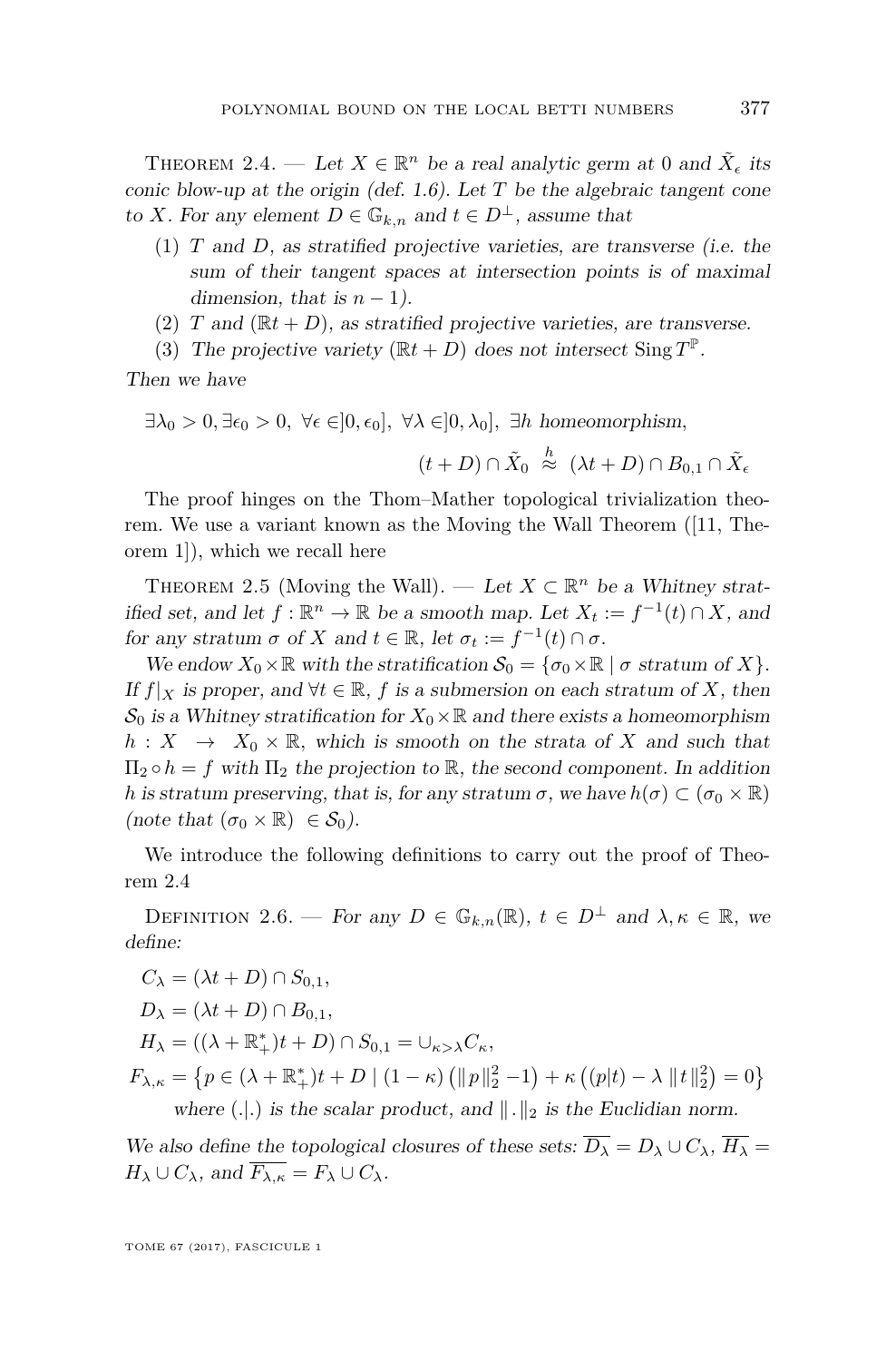Theorem 2.4. — *Let $X \in \mathbb{R}^n$ be a real analytic germ at 0 and $\tilde{X}_\epsilon$ its conic blow-up at the origin (def. 1.6). Let $T$ be the algebraic tangent cone to $X$. For any element $D \in \mathbb{G}_{k,n}$ and $t \in D^\perp$, assume that*

1. *$T$ and $D$, as stratified projective varieties, are transverse (i.e. the sum of their tangent spaces at intersection points is of maximal dimension, that is $n-1$).*
2. *$T$ and $(\mathbb{R}t + D)$, as stratified projective varieties, are transverse.*
3. *The projective variety $(\mathbb{R}t + D)$ does not intersect $\operatorname{Sing} T^{\mathbb{P}}$.*

*Then we have*

$$\exists \lambda_0 > 0, \exists \epsilon_0 > 0,\ \forall \epsilon \in ]0, \epsilon_0],\ \forall \lambda \in ]0, \lambda_0],\ \exists h \text{ homeomorphism},$$

$$(t + D) \cap \tilde{X}_0 \overset{h}{\approx} (\lambda t + D) \cap B_{0,1} \cap \tilde{X}_\epsilon$$

The proof hinges on the Thom–Mather topological trivialization theorem. We use a variant known as the Moving the Wall Theorem ([11, Theorem 1]), which we recall here

Theorem 2.5 (Moving the Wall). — *Let $X \subset \mathbb{R}^n$ be a Whitney stratified set, and let $f : \mathbb{R}^n \to \mathbb{R}$ be a smooth map. Let $X_t := f^{-1}(t) \cap X$, and for any stratum $\sigma$ of $X$ and $t \in \mathbb{R}$, let $\sigma_t := f^{-1}(t) \cap \sigma$.*

*We endow $X_0 \times \mathbb{R}$ with the stratification $\mathcal{S}_0 = \{\sigma_0 \times \mathbb{R} \mid \sigma \text{ stratum of } X\}$. If $f|_X$ is proper, and $\forall t \in \mathbb{R}$, $f$ is a submersion on each stratum of $X$, then $\mathcal{S}_0$ is a Whitney stratification for $X_0 \times \mathbb{R}$ and there exists a homeomorphism $h : X \to X_0 \times \mathbb{R}$, which is smooth on the strata of $X$ and such that $\Pi_2 \circ h = f$ with $\Pi_2$ the projection to $\mathbb{R}$, the second component. In addition $h$ is stratum preserving, that is, for any stratum $\sigma$, we have $h(\sigma) \subset (\sigma_0 \times \mathbb{R})$ (note that $(\sigma_0 \times \mathbb{R}) \in \mathcal{S}_0$).*

We introduce the following definitions to carry out the proof of Theorem 2.4

Definition 2.6. — *For any $D \in \mathbb{G}_{k,n}(\mathbb{R})$, $t \in D^\perp$ and $\lambda, \kappa \in \mathbb{R}$, we define:*

$$C_\lambda = (\lambda t + D) \cap S_{0,1},$$

$$D_\lambda = (\lambda t + D) \cap B_{0,1},$$

$$H_\lambda = ((\lambda + \mathbb{R}_+^*)t + D) \cap S_{0,1} = \cup_{\kappa > \lambda} C_\kappa,$$

$$F_{\lambda,\kappa} = \left\{ p \in (\lambda + \mathbb{R}_+^*)t + D \mid (1-\kappa)\left(\|p\|_2^2 - 1\right) + \kappa\left((p|t) - \lambda \|t\|_2^2\right) = 0 \right\}$$

*where $(.|.)$ is the scalar product, and $\|.\|_2$ is the Euclidian norm.*

*We also define the topological closures of these sets: $\overline{D_\lambda} = D_\lambda \cup C_\lambda$, $\overline{H_\lambda} = H_\lambda \cup C_\lambda$, and $\overline{F_{\lambda,\kappa}} = F_\lambda \cup C_\lambda$.*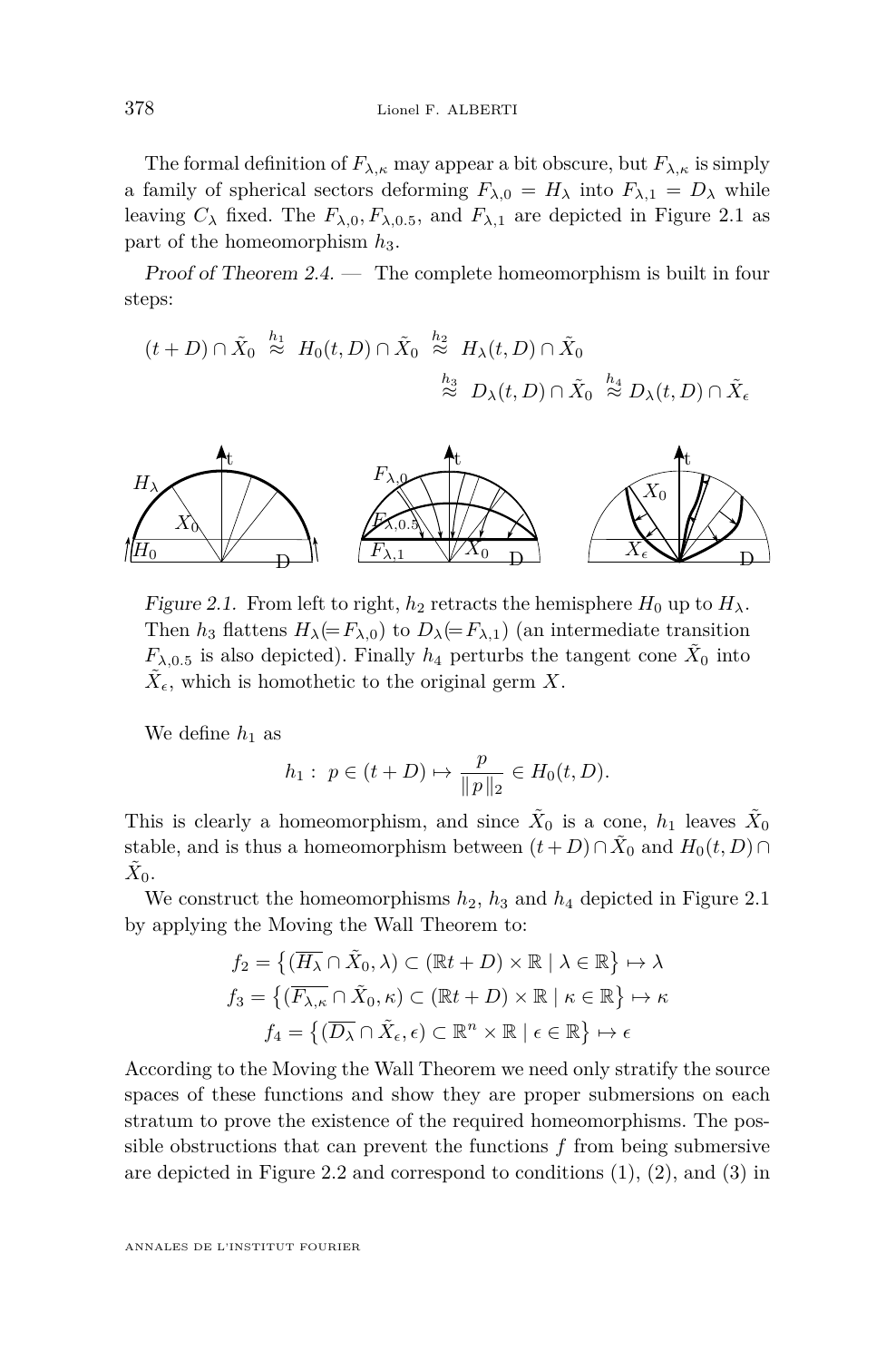The formal definition of $F_{\lambda,\kappa}$ may appear a bit obscure, but $F_{\lambda,\kappa}$ is simply a family of spherical sectors deforming $F_{\lambda,0} = H_\lambda$ into $F_{\lambda,1} = D_\lambda$ while leaving $C_\lambda$ fixed. The $F_{\lambda,0}, F_{\lambda,0.5}$, and $F_{\lambda,1}$ are depicted in Figure 2.1 as part of the homeomorphism $h_3$.

*Proof of Theorem 2.4.* — The complete homeomorphism is built in four steps:

$$(t+D)\cap\tilde{X}_0 \overset{h_1}{\approx} H_0(t,D)\cap\tilde{X}_0 \overset{h_2}{\approx} H_\lambda(t,D)\cap\tilde{X}_0$$
$$\overset{h_3}{\approx} D_\lambda(t,D)\cap\tilde{X}_0 \overset{h_4}{\approx} D_\lambda(t,D)\cap\tilde{X}_\epsilon$$

Figure 2.1. From left to right, $h_2$ retracts the hemisphere $H_0$ up to $H_\lambda$. Then $h_3$ flattens $H_\lambda (= F_{\lambda,0})$ to $D_\lambda (= F_{\lambda,1})$ (an intermediate transition $F_{\lambda,0.5}$ is also depicted). Finally $h_4$ perturbs the tangent cone $\tilde{X}_0$ into $\tilde{X}_\epsilon$, which is homothetic to the original germ $X$.

We define $h_1$ as

$$h_1 :\ p \in (t+D) \mapsto \frac{p}{\|p\|_2} \in H_0(t,D).$$

This is clearly a homeomorphism, and since $\tilde{X}_0$ is a cone, $h_1$ leaves $\tilde{X}_0$ stable, and is thus a homeomorphism between $(t+D)\cap\tilde{X}_0$ and $H_0(t,D)\cap\tilde{X}_0$.

We construct the homeomorphisms $h_2$, $h_3$ and $h_4$ depicted in Figure 2.1 by applying the Moving the Wall Theorem to:

$$f_2 = \left\{(\overline{H_\lambda}\cap\tilde{X}_0,\lambda)\subset(\mathbb{R}t+D)\times\mathbb{R} \mid \lambda\in\mathbb{R}\right\}\mapsto\lambda$$
$$f_3 = \left\{(\overline{F_{\lambda,\kappa}}\cap\tilde{X}_0,\kappa)\subset(\mathbb{R}t+D)\times\mathbb{R} \mid \kappa\in\mathbb{R}\right\}\mapsto\kappa$$
$$f_4 = \left\{(\overline{D_\lambda}\cap\tilde{X}_\epsilon,\epsilon)\subset\mathbb{R}^n\times\mathbb{R} \mid \epsilon\in\mathbb{R}\right\}\mapsto\epsilon$$

According to the Moving the Wall Theorem we need only stratify the source spaces of these functions and show they are proper submersions on each stratum to prove the existence of the required homeomorphisms. The possible obstructions that can prevent the functions $f$ from being submersive are depicted in Figure 2.2 and correspond to conditions (1), (2), and (3) in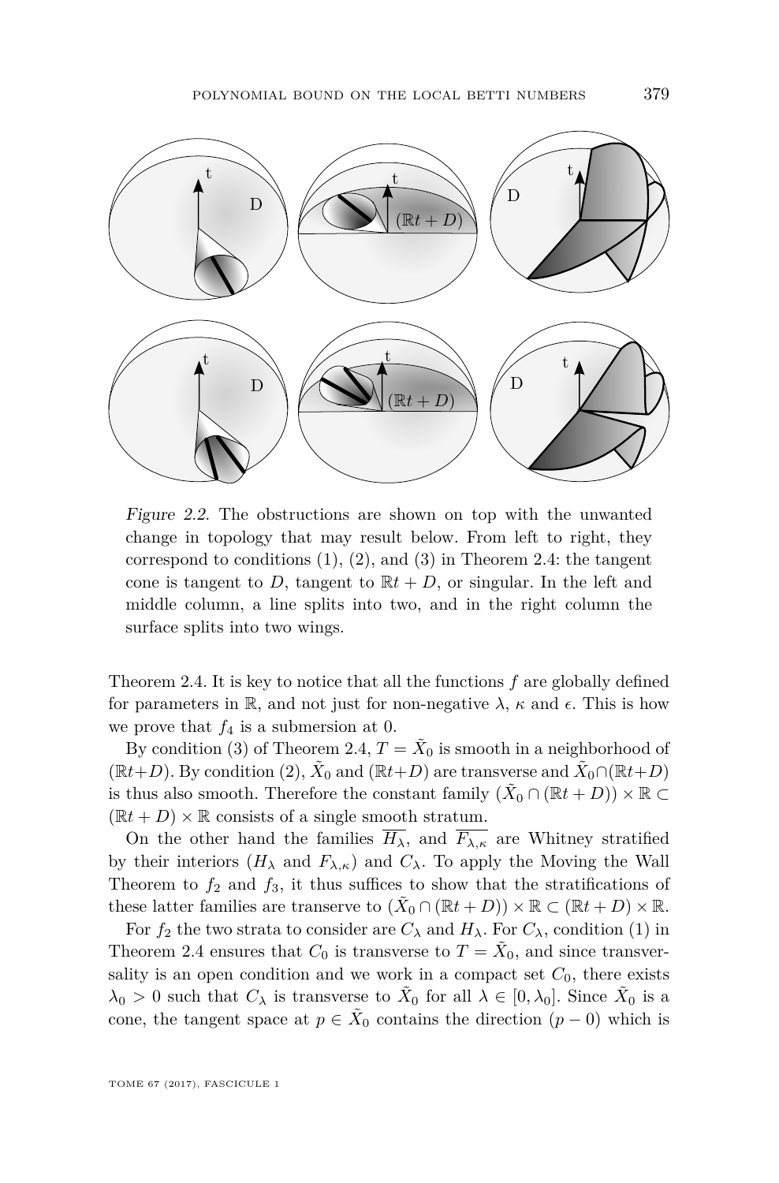*Figure 2.2.* The obstructions are shown on top with the unwanted change in topology that may result below. From left to right, they correspond to conditions (1), (2), and (3) in Theorem 2.4: the tangent cone is tangent to $D$, tangent to $\mathbb{R}t + D$, or singular. In the left and middle column, a line splits into two, and in the right column the surface splits into two wings.

Theorem 2.4. It is key to notice that all the functions $f$ are globally defined for parameters in $\mathbb{R}$, and not just for non-negative $\lambda$, $\kappa$ and $\epsilon$. This is how we prove that $f_4$ is a submersion at 0.

By condition (3) of Theorem 2.4, $T = \tilde{X}_0$ is smooth in a neighborhood of $(\mathbb{R}t+D)$. By condition (2), $\tilde{X}_0$ and $(\mathbb{R}t+D)$ are transverse and $\tilde{X}_0 \cap (\mathbb{R}t+D)$ is thus also smooth. Therefore the constant family $(\tilde{X}_0 \cap (\mathbb{R}t + D)) \times \mathbb{R} \subset (\mathbb{R}t + D) \times \mathbb{R}$ consists of a single smooth stratum.

On the other hand the families $\overline{H_\lambda}$, and $\overline{F_{\lambda,\kappa}}$ are Whitney stratified by their interiors ($H_\lambda$ and $F_{\lambda,\kappa}$) and $C_\lambda$. To apply the Moving the Wall Theorem to $f_2$ and $f_3$, it thus suffices to show that the stratifications of these latter families are transerve to $(\tilde{X}_0 \cap (\mathbb{R}t + D)) \times \mathbb{R} \subset (\mathbb{R}t + D) \times \mathbb{R}$.

For $f_2$ the two strata to consider are $C_\lambda$ and $H_\lambda$. For $C_\lambda$, condition (1) in Theorem 2.4 ensures that $C_0$ is transverse to $T = \tilde{X}_0$, and since transversality is an open condition and we work in a compact set $C_0$, there exists $\lambda_0 > 0$ such that $C_\lambda$ is transverse to $\tilde{X}_0$ for all $\lambda \in [0, \lambda_0]$. Since $\tilde{X}_0$ is a cone, the tangent space at $p \in \tilde{X}_0$ contains the direction $(p - 0)$ which is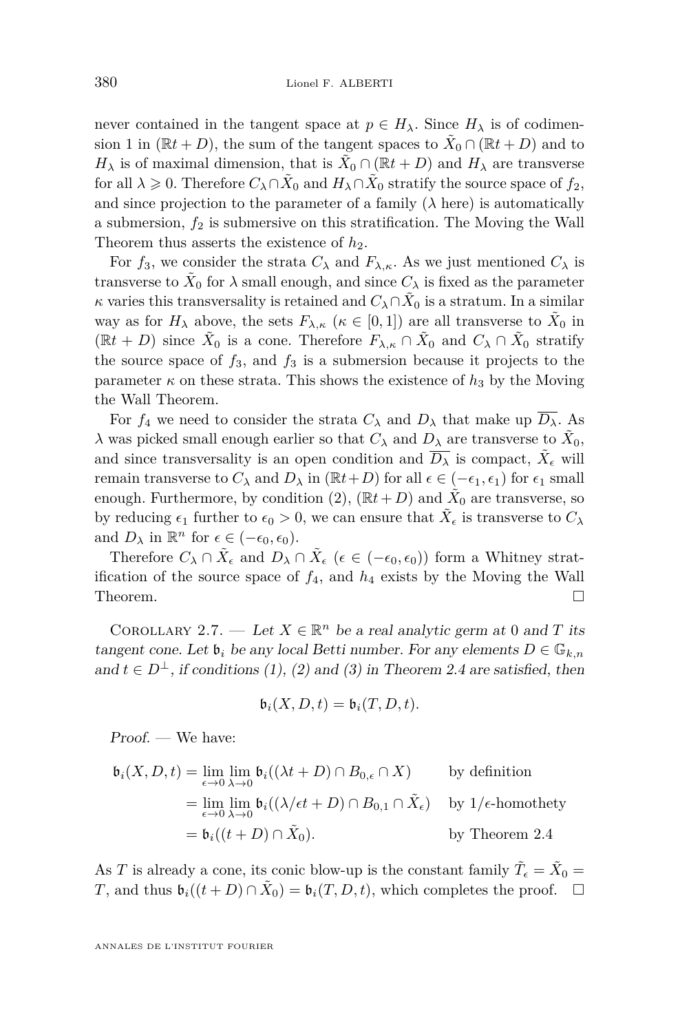never contained in the tangent space at $p \in H_\lambda$. Since $H_\lambda$ is of codimension 1 in $(\mathbb{R}t + D)$, the sum of the tangent spaces to $\tilde{X}_0 \cap (\mathbb{R}t + D)$ and to $H_\lambda$ is of maximal dimension, that is $\tilde{X}_0 \cap (\mathbb{R}t + D)$ and $H_\lambda$ are transverse for all $\lambda \geqslant 0$. Therefore $C_\lambda \cap \tilde{X}_0$ and $H_\lambda \cap \tilde{X}_0$ stratify the source space of $f_2$, and since projection to the parameter of a family ($\lambda$ here) is automatically a submersion, $f_2$ is submersive on this stratification. The Moving the Wall Theorem thus asserts the existence of $h_2$.

For $f_3$, we consider the strata $C_\lambda$ and $F_{\lambda,\kappa}$. As we just mentioned $C_\lambda$ is transverse to $\tilde{X}_0$ for $\lambda$ small enough, and since $C_\lambda$ is fixed as the parameter $\kappa$ varies this transversality is retained and $C_\lambda \cap \tilde{X}_0$ is a stratum. In a similar way as for $H_\lambda$ above, the sets $F_{\lambda,\kappa}$ ($\kappa \in [0,1]$) are all transverse to $\tilde{X}_0$ in $(\mathbb{R}t + D)$ since $\tilde{X}_0$ is a cone. Therefore $F_{\lambda,\kappa} \cap \tilde{X}_0$ and $C_\lambda \cap \tilde{X}_0$ stratify the source space of $f_3$, and $f_3$ is a submersion because it projects to the parameter $\kappa$ on these strata. This shows the existence of $h_3$ by the Moving the Wall Theorem.

For $f_4$ we need to consider the strata $C_\lambda$ and $D_\lambda$ that make up $\overline{D_\lambda}$. As $\lambda$ was picked small enough earlier so that $C_\lambda$ and $D_\lambda$ are transverse to $\tilde{X}_0$, and since transversality is an open condition and $\overline{D_\lambda}$ is compact, $\tilde{X}_\epsilon$ will remain transverse to $C_\lambda$ and $D_\lambda$ in $(\mathbb{R}t+D)$ for all $\epsilon \in (-\epsilon_1, \epsilon_1)$ for $\epsilon_1$ small enough. Furthermore, by condition (2), $(\mathbb{R}t + D)$ and $\tilde{X}_0$ are transverse, so by reducing $\epsilon_1$ further to $\epsilon_0 > 0$, we can ensure that $\tilde{X}_\epsilon$ is transverse to $C_\lambda$ and $D_\lambda$ in $\mathbb{R}^n$ for $\epsilon \in (-\epsilon_0, \epsilon_0)$.

Therefore $C_\lambda \cap \tilde{X}_\epsilon$ and $D_\lambda \cap \tilde{X}_\epsilon$ ($\epsilon \in (-\epsilon_0, \epsilon_0)$) form a Whitney stratification of the source space of $f_4$, and $h_4$ exists by the Moving the Wall Theorem. □

Corollary 2.7. — *Let $X \in \mathbb{R}^n$ be a real analytic germ at 0 and $T$ its tangent cone. Let $\mathfrak{b}_i$ be any local Betti number. For any elements $D \in \mathbb{G}_{k,n}$ and $t \in D^\perp$, if conditions (1), (2) and (3) in Theorem 2.4 are satisfied, then*

$$\mathfrak{b}_i(X, D, t) = \mathfrak{b}_i(T, D, t).$$

*Proof.* — We have:

$$\begin{aligned}
\mathfrak{b}_i(X, D, t) &= \lim_{\epsilon \to 0} \lim_{\lambda \to 0} \mathfrak{b}_i((\lambda t + D) \cap B_{0,\epsilon} \cap X) && \text{by definition} \\
&= \lim_{\epsilon \to 0} \lim_{\lambda \to 0} \mathfrak{b}_i((\lambda/\epsilon t + D) \cap B_{0,1} \cap \tilde{X}_\epsilon) && \text{by } 1/\epsilon\text{-homothety} \\
&= \mathfrak{b}_i((t + D) \cap \tilde{X}_0). && \text{by Theorem 2.4}
\end{aligned}$$

As $T$ is already a cone, its conic blow-up is the constant family $\tilde{T}_\epsilon = \tilde{X}_0 = T$, and thus $\mathfrak{b}_i((t + D) \cap \tilde{X}_0) = \mathfrak{b}_i(T, D, t)$, which completes the proof. □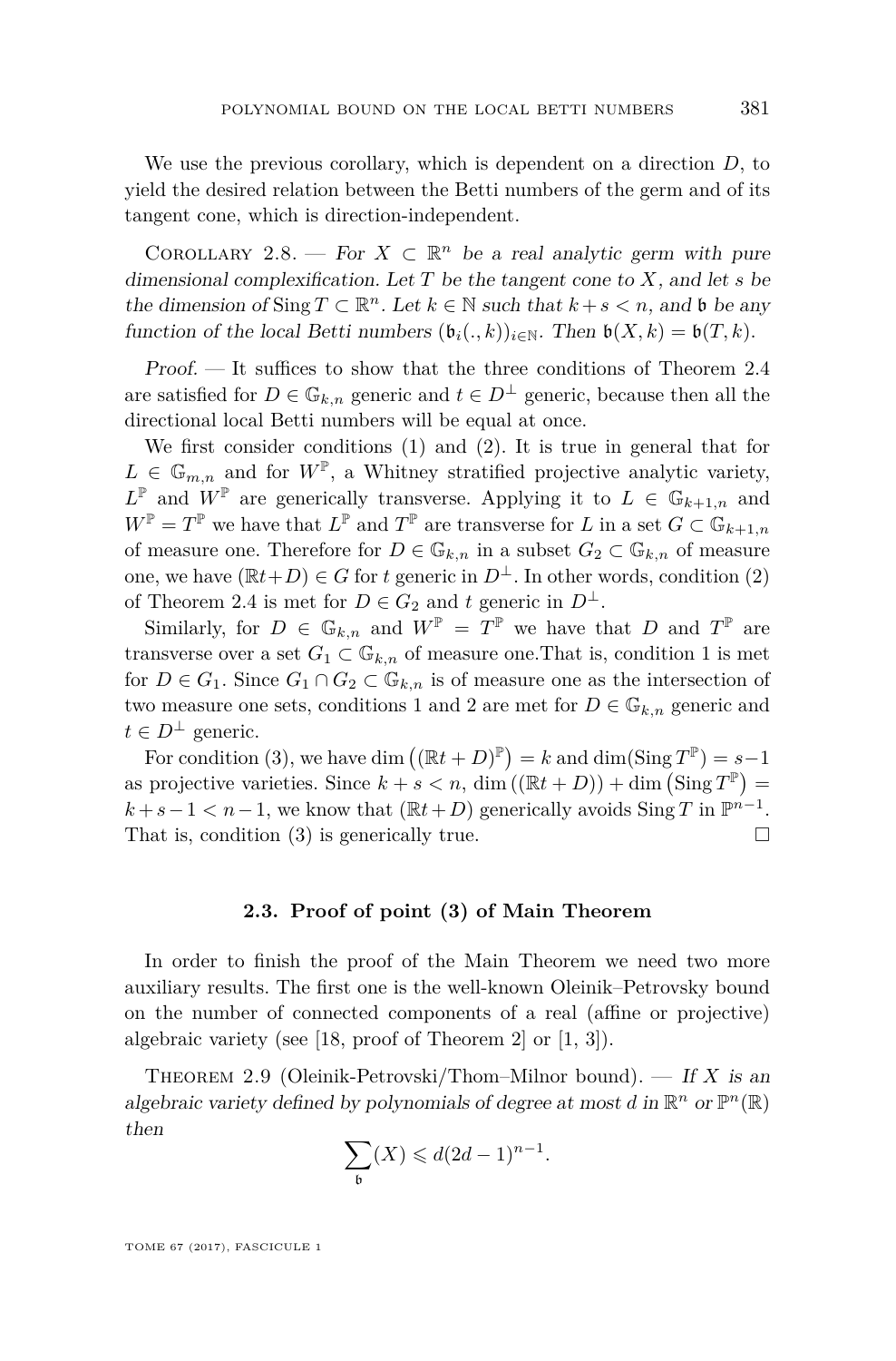We use the previous corollary, which is dependent on a direction $D$, to yield the desired relation between the Betti numbers of the germ and of its tangent cone, which is direction-independent.

Corollary 2.8. — *For $X \subset \mathbb{R}^n$ be a real analytic germ with pure dimensional complexification. Let $T$ be the tangent cone to $X$, and let $s$ be the dimension of $\operatorname{Sing} T \subset \mathbb{R}^n$. Let $k \in \mathbb{N}$ such that $k+s<n$, and $\mathfrak{b}$ be any function of the local Betti numbers $(\mathfrak{b}_i(.,k))_{i\in\mathbb{N}}$. Then $\mathfrak{b}(X,k)=\mathfrak{b}(T,k)$.*

*Proof.* — It suffices to show that the three conditions of Theorem 2.4 are satisfied for $D \in \mathbb{G}_{k,n}$ generic and $t \in D^\perp$ generic, because then all the directional local Betti numbers will be equal at once.

We first consider conditions (1) and (2). It is true in general that for $L \in \mathbb{G}_{m,n}$ and for $W^{\mathbb{P}}$, a Whitney stratified projective analytic variety, $L^{\mathbb{P}}$ and $W^{\mathbb{P}}$ are generically transverse. Applying it to $L \in \mathbb{G}_{k+1,n}$ and $W^{\mathbb{P}} = T^{\mathbb{P}}$ we have that $L^{\mathbb{P}}$ and $T^{\mathbb{P}}$ are transverse for $L$ in a set $G \subset \mathbb{G}_{k+1,n}$ of measure one. Therefore for $D \in \mathbb{G}_{k,n}$ in a subset $G_2 \subset \mathbb{G}_{k,n}$ of measure one, we have $(\mathbb{R}t+D) \in G$ for $t$ generic in $D^\perp$. In other words, condition (2) of Theorem 2.4 is met for $D \in G_2$ and $t$ generic in $D^\perp$.

Similarly, for $D \in \mathbb{G}_{k,n}$ and $W^{\mathbb{P}} = T^{\mathbb{P}}$ we have that $D$ and $T^{\mathbb{P}}$ are transverse over a set $G_1 \subset \mathbb{G}_{k,n}$ of measure one.That is, condition 1 is met for $D \in G_1$. Since $G_1 \cap G_2 \subset \mathbb{G}_{k,n}$ is of measure one as the intersection of two measure one sets, conditions 1 and 2 are met for $D \in \mathbb{G}_{k,n}$ generic and $t \in D^\perp$ generic.

For condition (3), we have $\dim\left((\mathbb{R}t+D)^{\mathbb{P}}\right)=k$ and $\dim(\operatorname{Sing} T^{\mathbb{P}}) = s-1$ as projective varieties. Since $k+s<n$, $\dim\left((\mathbb{R}t+D)\right)+\dim\left(\operatorname{Sing} T^{\mathbb{P}}\right) = k+s-1<n-1$, we know that $(\mathbb{R}t+D)$ generically avoids $\operatorname{Sing} T$ in $\mathbb{P}^{n-1}$. That is, condition (3) is generically true. □

### 2.3. Proof of point (3) of Main Theorem

In order to finish the proof of the Main Theorem we need two more auxiliary results. The first one is the well-known Oleinik–Petrovsky bound on the number of connected components of a real (affine or projective) algebraic variety (see [18, proof of Theorem 2] or [1, 3]).

Theorem 2.9 (Oleinik-Petrovski/Thom–Milnor bound). — *If $X$ is an algebraic variety defined by polynomials of degree at most $d$ in $\mathbb{R}^n$ or $\mathbb{P}^n(\mathbb{R})$ then*

$$\sum_{\mathfrak{b}}(X) \leqslant d(2d-1)^{n-1}.$$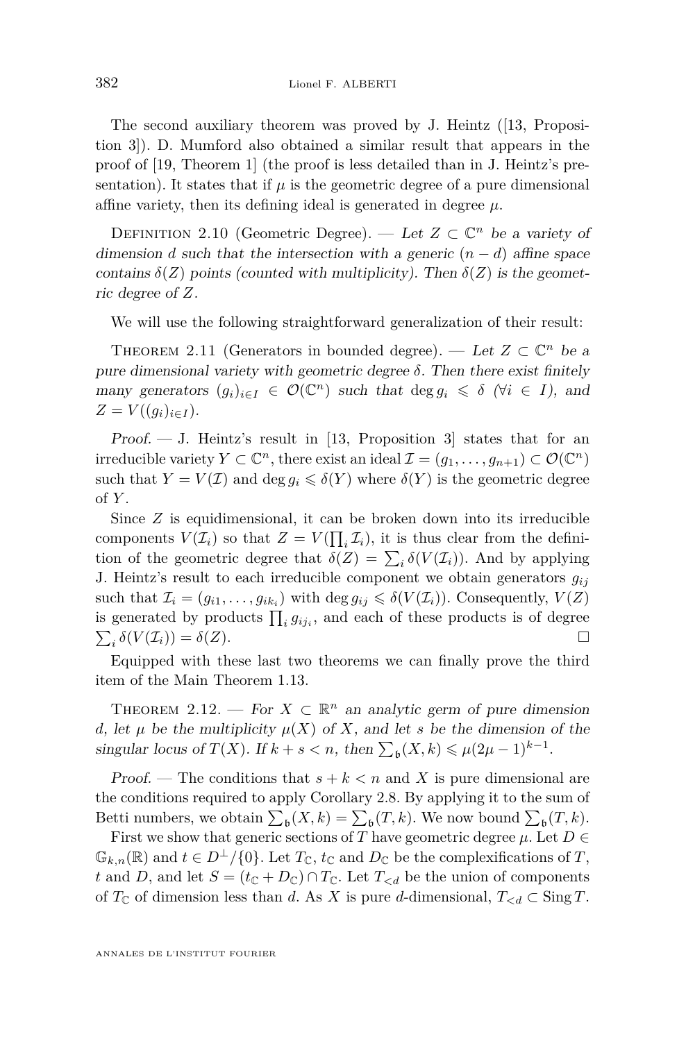The second auxiliary theorem was proved by J. Heintz ([13, Proposition 3]). D. Mumford also obtained a similar result that appears in the proof of [19, Theorem 1] (the proof is less detailed than in J. Heintz's presentation). It states that if $\mu$ is the geometric degree of a pure dimensional affine variety, then its defining ideal is generated in degree $\mu$.

Definition 2.10 (Geometric Degree). — *Let $Z \subset \mathbb{C}^n$ be a variety of dimension $d$ such that the intersection with a generic $(n-d)$ affine space contains $\delta(Z)$ points (counted with multiplicity). Then $\delta(Z)$ is the geometric degree of $Z$.*

We will use the following straightforward generalization of their result:

Theorem 2.11 (Generators in bounded degree). — *Let $Z \subset \mathbb{C}^n$ be a pure dimensional variety with geometric degree $\delta$. Then there exist finitely many generators $(g_i)_{i\in I} \in \mathcal{O}(\mathbb{C}^n)$ such that $\deg g_i \leqslant \delta$ ($\forall i \in I$), and $Z = V((g_i)_{i\in I})$.*

*Proof.* — J. Heintz's result in [13, Proposition 3] states that for an irreducible variety $Y \subset \mathbb{C}^n$, there exist an ideal $\mathcal{I} = (g_1, \dots, g_{n+1}) \subset \mathcal{O}(\mathbb{C}^n)$ such that $Y = V(\mathcal{I})$ and $\deg g_i \leqslant \delta(Y)$ where $\delta(Y)$ is the geometric degree of $Y$.

Since $Z$ is equidimensional, it can be broken down into its irreducible components $V(\mathcal{I}_i)$ so that $Z = V(\prod_i \mathcal{I}_i)$, it is thus clear from the definition of the geometric degree that $\delta(Z) = \sum_i \delta(V(\mathcal{I}_i))$. And by applying J. Heintz's result to each irreducible component we obtain generators $g_{ij}$ such that $\mathcal{I}_i = (g_{i1}, \dots, g_{ik_i})$ with $\deg g_{ij} \leqslant \delta(V(\mathcal{I}_i))$. Consequently, $V(Z)$ is generated by products $\prod_i g_{ij_i}$, and each of these products is of degree $\sum_i \delta(V(\mathcal{I}_i)) = \delta(Z)$. □

Equipped with these last two theorems we can finally prove the third item of the Main Theorem 1.13.

Theorem 2.12. — *For $X \subset \mathbb{R}^n$ an analytic germ of pure dimension $d$, let $\mu$ be the multiplicity $\mu(X)$ of $X$, and let $s$ be the dimension of the singular locus of $T(X)$. If $k + s < n$, then $\sum_{\mathfrak{b}}(X, k) \leqslant \mu(2\mu - 1)^{k-1}$.*

*Proof.* — The conditions that $s + k < n$ and $X$ is pure dimensional are the conditions required to apply Corollary 2.8. By applying it to the sum of Betti numbers, we obtain $\sum_{\mathfrak{b}}(X, k) = \sum_{\mathfrak{b}}(T, k)$. We now bound $\sum_{\mathfrak{b}}(T, k)$.

First we show that generic sections of $T$ have geometric degree $\mu$. Let $D \in \mathbb{G}_{k,n}(\mathbb{R})$ and $t \in D^{\perp}/\{0\}$. Let $T_{\mathbb{C}}$, $t_{\mathbb{C}}$ and $D_{\mathbb{C}}$ be the complexifications of $T$, $t$ and $D$, and let $S = (t_{\mathbb{C}} + D_{\mathbb{C}}) \cap T_{\mathbb{C}}$. Let $T_{<d}$ be the union of components of $T_{\mathbb{C}}$ of dimension less than $d$. As $X$ is pure $d$-dimensional, $T_{<d} \subset \operatorname{Sing} T$.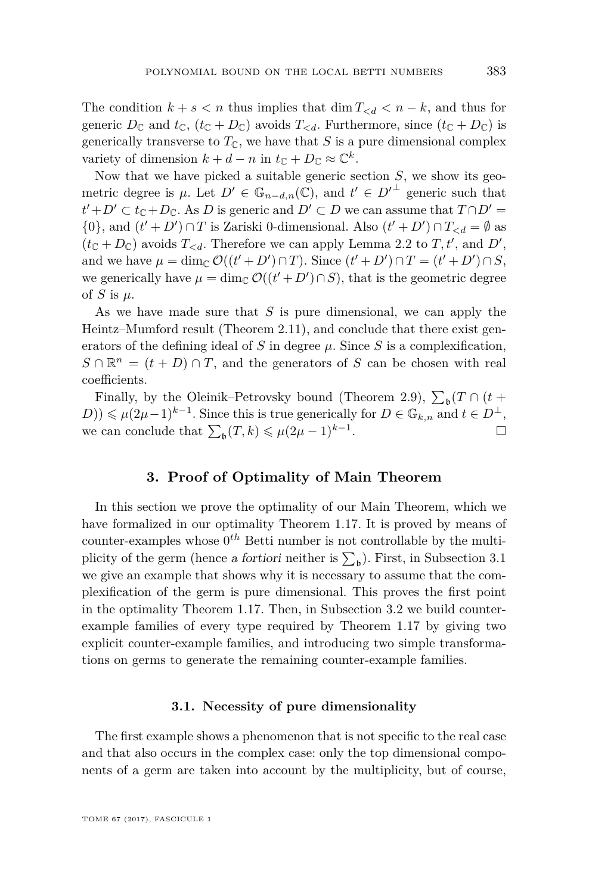The condition $k + s < n$ thus implies that $\dim T_{<d} < n - k$, and thus for generic $D_{\mathbb{C}}$ and $t_{\mathbb{C}}$, $(t_{\mathbb{C}} + D_{\mathbb{C}})$ avoids $T_{<d}$. Furthermore, since $(t_{\mathbb{C}} + D_{\mathbb{C}})$ is generically transverse to $T_{\mathbb{C}}$, we have that $S$ is a pure dimensional complex variety of dimension $k + d - n$ in $t_{\mathbb{C}} + D_{\mathbb{C}} \approx \mathbb{C}^k$.

Now that we have picked a suitable generic section $S$, we show its geometric degree is $\mu$. Let $D' \in \mathbb{G}_{n-d,n}(\mathbb{C})$, and $t' \in D'^{\perp}$ generic such that $t' + D' \subset t_{\mathbb{C}} + D_{\mathbb{C}}$. As $D$ is generic and $D' \subset D$ we can assume that $T \cap D' = \{0\}$, and $(t' + D') \cap T$ is Zariski 0-dimensional. Also $(t' + D') \cap T_{<d} = \emptyset$ as $(t_{\mathbb{C}} + D_{\mathbb{C}})$ avoids $T_{<d}$. Therefore we can apply Lemma 2.2 to $T, t'$, and $D'$, and we have $\mu = \dim_{\mathbb{C}} \mathcal{O}((t' + D') \cap T)$. Since $(t' + D') \cap T = (t' + D') \cap S$, we generically have $\mu = \dim_{\mathbb{C}} \mathcal{O}((t' + D') \cap S)$, that is the geometric degree of $S$ is $\mu$.

As we have made sure that $S$ is pure dimensional, we can apply the Heintz–Mumford result (Theorem 2.11), and conclude that there exist generators of the defining ideal of $S$ in degree $\mu$. Since $S$ is a complexification, $S \cap \mathbb{R}^n = (t + D) \cap T$, and the generators of $S$ can be chosen with real coefficients.

Finally, by the Oleinik–Petrovsky bound (Theorem 2.9), $\sum_{\mathfrak{b}}(T \cap (t + D)) \leqslant \mu(2\mu - 1)^{k-1}$. Since this is true generically for $D \in \mathbb{G}_{k,n}$ and $t \in D^{\perp}$, we can conclude that $\sum_{\mathfrak{b}}(T, k) \leqslant \mu(2\mu - 1)^{k-1}$. □

## 3. Proof of Optimality of Main Theorem

In this section we prove the optimality of our Main Theorem, which we have formalized in our optimality Theorem 1.17. It is proved by means of counter-examples whose $0^{th}$ Betti number is not controllable by the multiplicity of the germ (hence *a fortiori* neither is $\sum_{\mathfrak{b}}$). First, in Subsection 3.1 we give an example that shows why it is necessary to assume that the complexification of the germ is pure dimensional. This proves the first point in the optimality Theorem 1.17. Then, in Subsection 3.2 we build counter-example families of every type required by Theorem 1.17 by giving two explicit counter-example families, and introducing two simple transformations on germs to generate the remaining counter-example families.

### 3.1. Necessity of pure dimensionality

The first example shows a phenomenon that is not specific to the real case and that also occurs in the complex case: only the top dimensional components of a germ are taken into account by the multiplicity, but of course,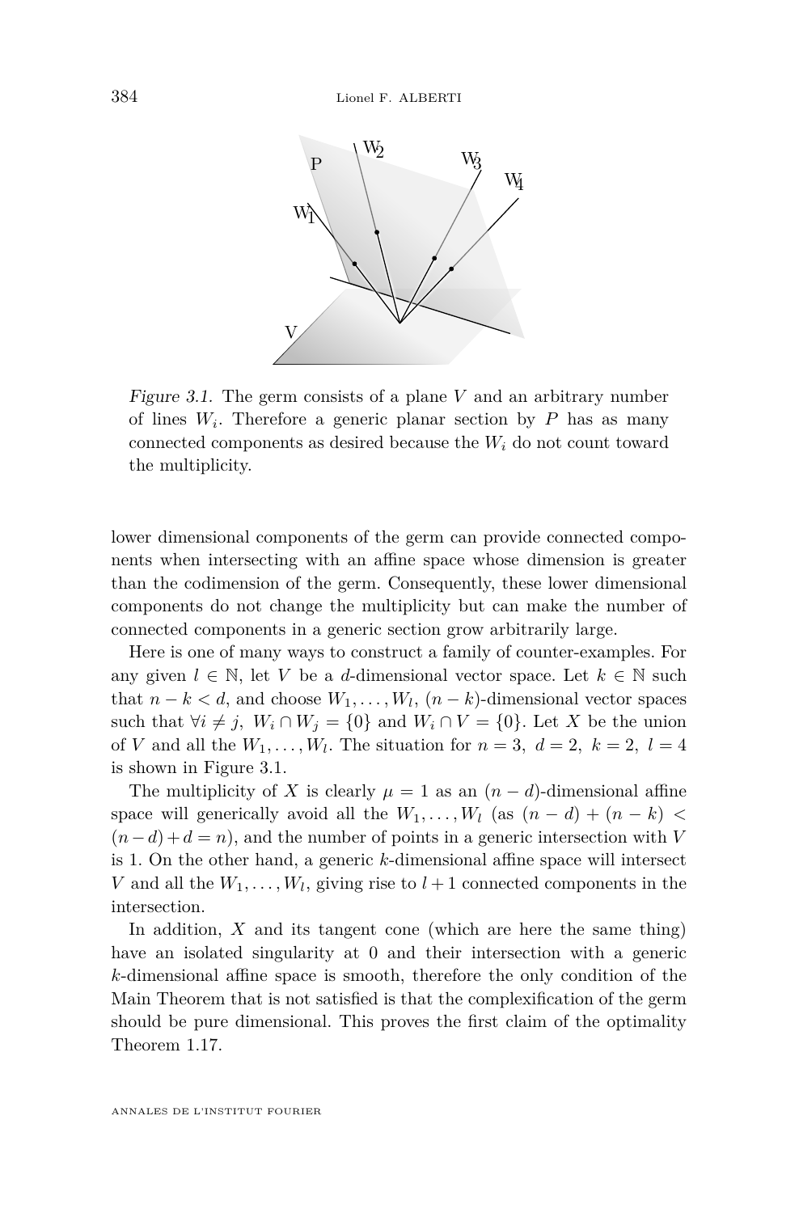*Figure 3.1.* The germ consists of a plane $V$ and an arbitrary number of lines $W_i$. Therefore a generic planar section by $P$ has as many connected components as desired because the $W_i$ do not count toward the multiplicity.

lower dimensional components of the germ can provide connected components when intersecting with an affine space whose dimension is greater than the codimension of the germ. Consequently, these lower dimensional components do not change the multiplicity but can make the number of connected components in a generic section grow arbitrarily large.

Here is one of many ways to construct a family of counter-examples. For any given $l \in \mathbb{N}$, let $V$ be a $d$-dimensional vector space. Let $k \in \mathbb{N}$ such that $n - k < d$, and choose $W_1, \ldots, W_l$, $(n-k)$-dimensional vector spaces such that $\forall i \neq j$, $W_i \cap W_j = \{0\}$ and $W_i \cap V = \{0\}$. Let $X$ be the union of $V$ and all the $W_1, \ldots, W_l$. The situation for $n = 3,\ d = 2,\ k = 2,\ l = 4$ is shown in Figure 3.1.

The multiplicity of $X$ is clearly $\mu = 1$ as an $(n-d)$-dimensional affine space will generically avoid all the $W_1, \ldots, W_l$ (as $(n-d) + (n-k) < (n-d) + d = n$), and the number of points in a generic intersection with $V$ is 1. On the other hand, a generic $k$-dimensional affine space will intersect $V$ and all the $W_1, \ldots, W_l$, giving rise to $l+1$ connected components in the intersection.

In addition, $X$ and its tangent cone (which are here the same thing) have an isolated singularity at 0 and their intersection with a generic $k$-dimensional affine space is smooth, therefore the only condition of the Main Theorem that is not satisfied is that the complexification of the germ should be pure dimensional. This proves the first claim of the optimality Theorem 1.17.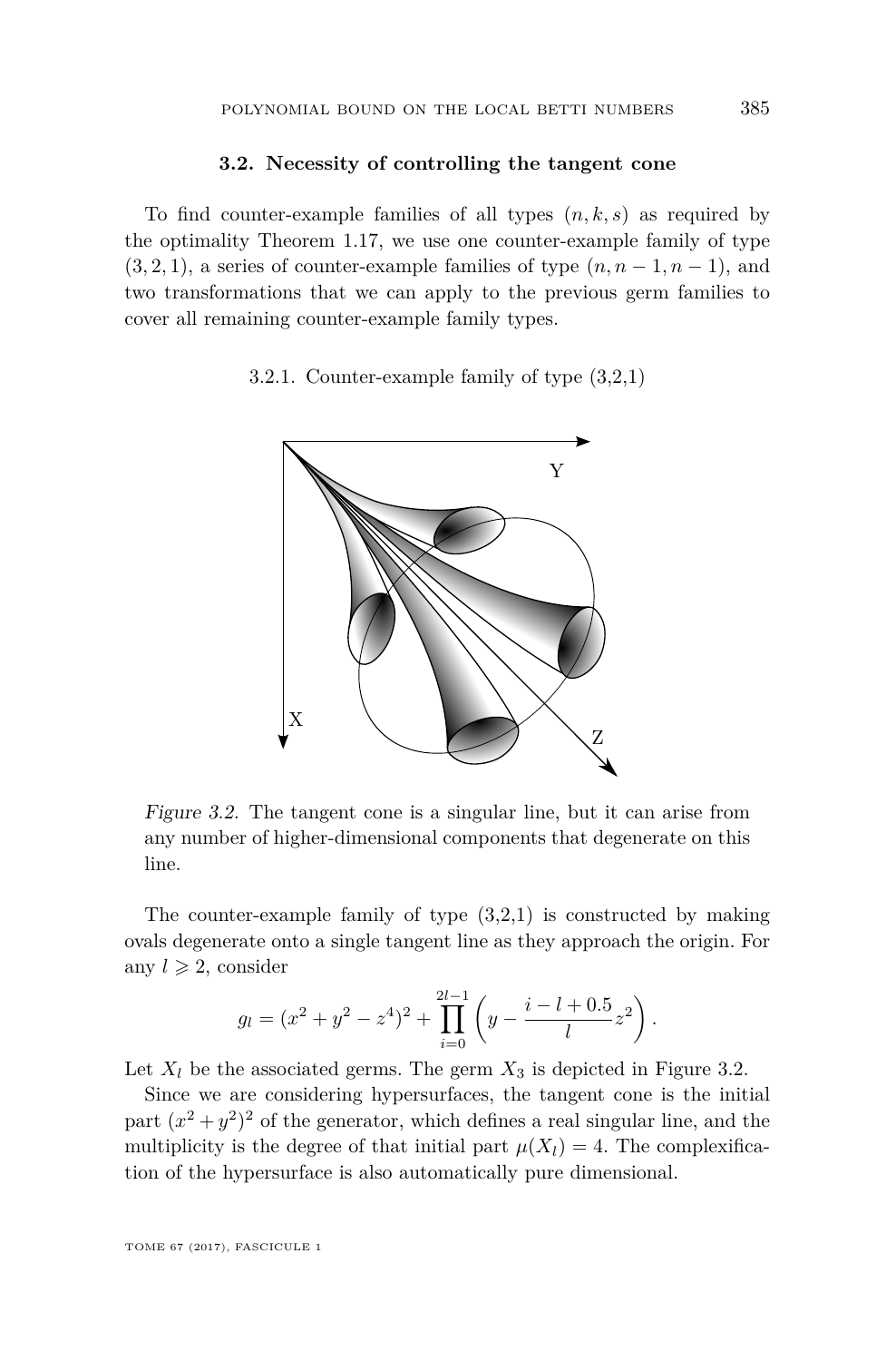### 3.2. Necessity of controlling the tangent cone

To find counter-example families of all types $(n, k, s)$ as required by the optimality Theorem 1.17, we use one counter-example family of type $(3, 2, 1)$, a series of counter-example families of type $(n, n-1, n-1)$, and two transformations that we can apply to the previous germ families to cover all remaining counter-example family types.

3.2.1. Counter-example family of type (3,2,1)

*Figure 3.2.* The tangent cone is a singular line, but it can arise from any number of higher-dimensional components that degenerate on this line.

The counter-example family of type (3,2,1) is constructed by making ovals degenerate onto a single tangent line as they approach the origin. For any $l \geqslant 2$, consider

$$g_l = (x^2 + y^2 - z^4)^2 + \prod_{i=0}^{2l-1} \left( y - \frac{i - l + 0.5}{l} z^2 \right).$$

Let $X_l$ be the associated germs. The germ $X_3$ is depicted in Figure 3.2.

Since we are considering hypersurfaces, the tangent cone is the initial part $(x^2 + y^2)^2$ of the generator, which defines a real singular line, and the multiplicity is the degree of that initial part $\mu(X_l) = 4$. The complexification of the hypersurface is also automatically pure dimensional.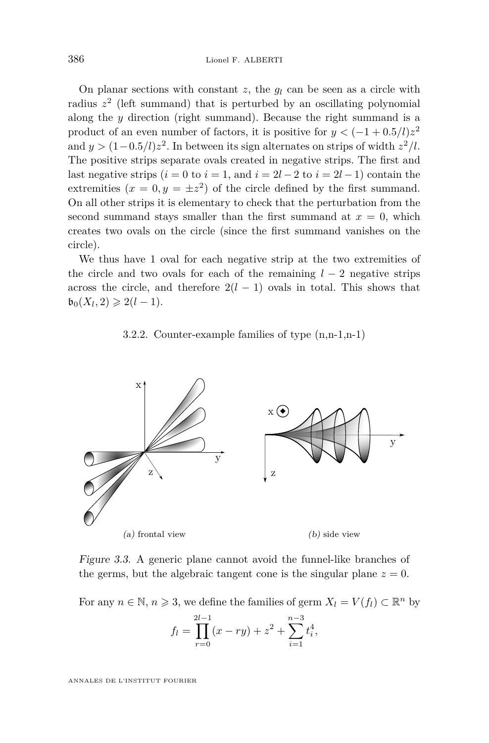On planar sections with constant $z$, the $g_l$ can be seen as a circle with radius $z^2$ (left summand) that is perturbed by an oscillating polynomial along the $y$ direction (right summand). Because the right summand is a product of an even number of factors, it is positive for $y < (-1 + 0.5/l)z^2$ and $y > (1-0.5/l)z^2$. In between its sign alternates on strips of width $z^2/l$. The positive strips separate ovals created in negative strips. The first and last negative strips ($i = 0$ to $i = 1$, and $i = 2l-2$ to $i = 2l-1$) contain the extremities ($x = 0, y = \pm z^2$) of the circle defined by the first summand. On all other strips it is elementary to check that the perturbation from the second summand stays smaller than the first summand at $x = 0$, which creates two ovals on the circle (since the first summand vanishes on the circle).

We thus have 1 oval for each negative strip at the two extremities of the circle and two ovals for each of the remaining $l-2$ negative strips across the circle, and therefore $2(l-1)$ ovals in total. This shows that $\mathfrak{b}_0(X_l, 2) \geqslant 2(l-1)$.

### 3.2.2. Counter-example families of type (n,n-1,n-1)

*(a)* frontal view

*(b)* side view

*Figure 3.3.* A generic plane cannot avoid the funnel-like branches of the germs, but the algebraic tangent cone is the singular plane $z = 0$.

For any $n \in \mathbb{N}$, $n \geqslant 3$, we define the families of germ $X_l = V(f_l) \subset \mathbb{R}^n$ by

$$f_l = \prod_{r=0}^{2l-1}(x - ry) + z^2 + \sum_{i=1}^{n-3} t_i^4,$$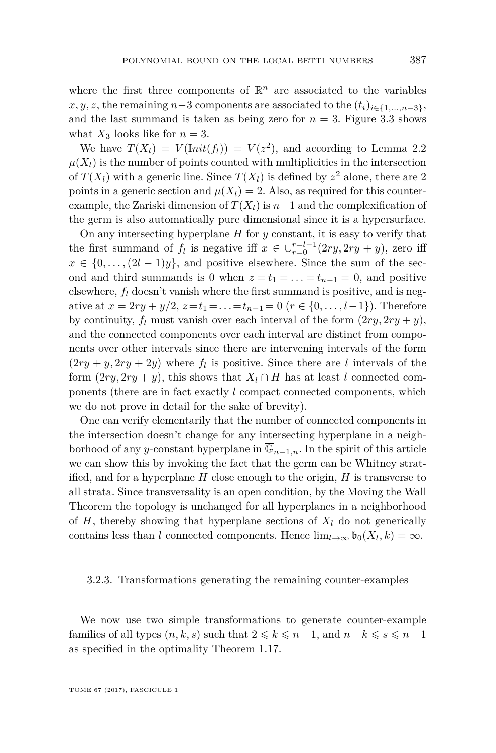where the first three components of $\mathbb{R}^n$ are associated to the variables $x, y, z$, the remaining $n-3$ components are associated to the $(t_i)_{i\in\{1,\ldots,n-3\}}$, and the last summand is taken as being zero for $n = 3$. Figure 3.3 shows what $X_3$ looks like for $n = 3$.

We have $T(X_l) = V(\mathrm{I}nit(f_l)) = V(z^2)$, and according to Lemma 2.2 $\mu(X_l)$ is the number of points counted with multiplicities in the intersection of $T(X_l)$ with a generic line. Since $T(X_l)$ is defined by $z^2$ alone, there are 2 points in a generic section and $\mu(X_l) = 2$. Also, as required for this counter-example, the Zariski dimension of $T(X_l)$ is $n-1$ and the complexification of the germ is also automatically pure dimensional since it is a hypersurface.

On any intersecting hyperplane $H$ for $y$ constant, it is easy to verify that the first summand of $f_l$ is negative iff $x \in \cup_{r=0}^{r=l-1}(2ry, 2ry + y)$, zero iff $x \in \{0, \ldots, (2l-1)y\}$, and positive elsewhere. Since the sum of the second and third summands is 0 when $z = t_1 = \ldots = t_{n-1} = 0$, and positive elsewhere, $f_l$ doesn't vanish where the first summand is positive, and is negative at $x = 2ry + y/2$, $z = t_1 = \ldots = t_{n-1} = 0$ $(r \in \{0, \ldots, l-1\})$. Therefore by continuity, $f_l$ must vanish over each interval of the form $(2ry, 2ry + y)$, and the connected components over each interval are distinct from components over other intervals since there are intervening intervals of the form $(2ry + y, 2ry + 2y)$ where $f_l$ is positive. Since there are $l$ intervals of the form $(2ry, 2ry + y)$, this shows that $X_l \cap H$ has at least $l$ connected components (there are in fact exactly $l$ compact connected components, which we do not prove in detail for the sake of brevity).

One can verify elementarily that the number of connected components in the intersection doesn't change for any intersecting hyperplane in a neighborhood of any $y$-constant hyperplane in $\overline{\mathbb{G}}_{n-1,n}$. In the spirit of this article we can show this by invoking the fact that the germ can be Whitney stratified, and for a hyperplane $H$ close enough to the origin, $H$ is transverse to all strata. Since transversality is an open condition, by the Moving the Wall Theorem the topology is unchanged for all hyperplanes in a neighborhood of $H$, thereby showing that hyperplane sections of $X_l$ do not generically contains less than $l$ connected components. Hence $\lim_{l\to\infty} \mathfrak{b}_0(X_l, k) = \infty$.

#### 3.2.3. Transformations generating the remaining counter-examples

We now use two simple transformations to generate counter-example families of all types $(n, k, s)$ such that $2 \leqslant k \leqslant n-1$, and $n-k \leqslant s \leqslant n-1$ as specified in the optimality Theorem 1.17.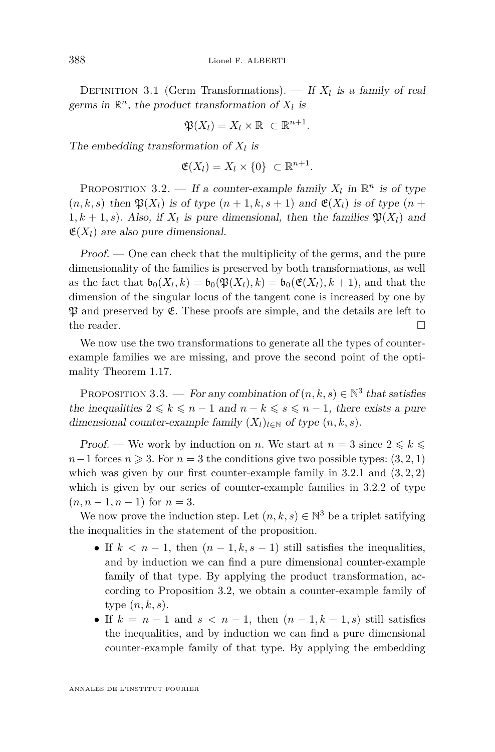Definition 3.1 (Germ Transformations). — *If $X_l$ is a family of real germs in $\mathbb{R}^n$, the product transformation of $X_l$ is*

$$\mathfrak{P}(X_l) = X_l \times \mathbb{R} \ \subset \mathbb{R}^{n+1}.$$

*The embedding transformation of $X_l$ is*

$$\mathfrak{E}(X_l) = X_l \times \{0\} \ \subset \mathbb{R}^{n+1}.$$

Proposition 3.2. — *If a counter-example family $X_l$ in $\mathbb{R}^n$ is of type $(n, k, s)$ then $\mathfrak{P}(X_l)$ is of type $(n+1, k, s+1)$ and $\mathfrak{E}(X_l)$ is of type $(n+1, k+1, s)$. Also, if $X_l$ is pure dimensional, then the families $\mathfrak{P}(X_l)$ and $\mathfrak{E}(X_l)$ are also pure dimensional.*

*Proof.* — One can check that the multiplicity of the germs, and the pure dimensionality of the families is preserved by both transformations, as well as the fact that $\mathfrak{b}_0(X_l, k) = \mathfrak{b}_0(\mathfrak{P}(X_l), k) = \mathfrak{b}_0(\mathfrak{E}(X_l), k+1)$, and that the dimension of the singular locus of the tangent cone is increased by one by $\mathfrak{P}$ and preserved by $\mathfrak{E}$. These proofs are simple, and the details are left to the reader. □

We now use the two transformations to generate all the types of counter-example families we are missing, and prove the second point of the optimality Theorem 1.17.

Proposition 3.3. — *For any combination of $(n, k, s) \in \mathbb{N}^3$ that satisfies the inequalities $2 \leqslant k \leqslant n-1$ and $n-k \leqslant s \leqslant n-1$, there exists a pure dimensional counter-example family $(X_l)_{l \in \mathbb{N}}$ of type $(n, k, s)$.*

*Proof.* — We work by induction on $n$. We start at $n = 3$ since $2 \leqslant k \leqslant n-1$ forces $n \geqslant 3$. For $n = 3$ the conditions give two possible types: $(3, 2, 1)$ which was given by our first counter-example family in 3.2.1 and $(3, 2, 2)$ which is given by our series of counter-example families in 3.2.2 of type $(n, n-1, n-1)$ for $n = 3$.

We now prove the induction step. Let $(n, k, s) \in \mathbb{N}^3$ be a triplet satisfying the inequalities in the statement of the proposition.

- If $k < n-1$, then $(n-1, k, s-1)$ still satisfies the inequalities, and by induction we can find a pure dimensional counter-example family of that type. By applying the product transformation, according to Proposition 3.2, we obtain a counter-example family of type $(n, k, s)$.
- If $k = n-1$ and $s < n-1$, then $(n-1, k-1, s)$ still satisfies the inequalities, and by induction we can find a pure dimensional counter-example family of that type. By applying the embedding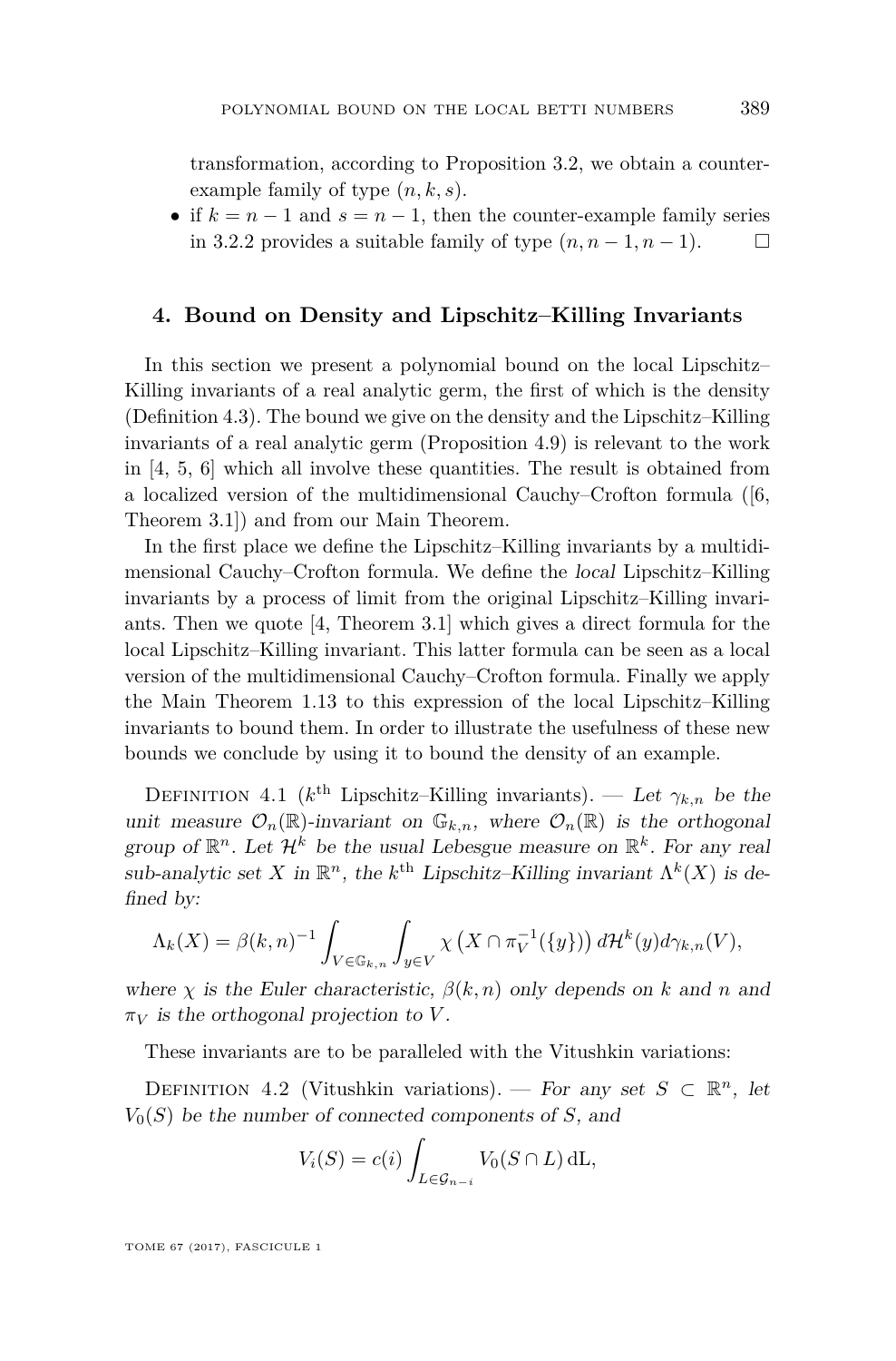transformation, according to Proposition 3.2, we obtain a counter-example family of type $(n, k, s)$.

- if $k = n-1$ and $s = n-1$, then the counter-example family series in 3.2.2 provides a suitable family of type $(n, n-1, n-1)$. □

## 4. Bound on Density and Lipschitz–Killing Invariants

In this section we present a polynomial bound on the local Lipschitz–Killing invariants of a real analytic germ, the first of which is the density (Definition 4.3). The bound we give on the density and the Lipschitz–Killing invariants of a real analytic germ (Proposition 4.9) is relevant to the work in [4, 5, 6] which all involve these quantities. The result is obtained from a localized version of the multidimensional Cauchy–Crofton formula ([6, Theorem 3.1]) and from our Main Theorem.

In the first place we define the Lipschitz–Killing invariants by a multidimensional Cauchy–Crofton formula. We define the *local* Lipschitz–Killing invariants by a process of limit from the original Lipschitz–Killing invariants. Then we quote [4, Theorem 3.1] which gives a direct formula for the local Lipschitz–Killing invariant. This latter formula can be seen as a local version of the multidimensional Cauchy–Crofton formula. Finally we apply the Main Theorem 1.13 to this expression of the local Lipschitz–Killing invariants to bound them. In order to illustrate the usefulness of these new bounds we conclude by using it to bound the density of an example.

Definition 4.1 ($k^{\text{th}}$ Lipschitz–Killing invariants). — *Let $\gamma_{k,n}$ be the unit measure $\mathcal{O}_n(\mathbb{R})$-invariant on $\mathbb{G}_{k,n}$, where $\mathcal{O}_n(\mathbb{R})$ is the orthogonal group of $\mathbb{R}^n$. Let $\mathcal{H}^k$ be the usual Lebesgue measure on $\mathbb{R}^k$. For any real sub-analytic set $X$ in $\mathbb{R}^n$, the $k^{\text{th}}$ Lipschitz–Killing invariant $\Lambda^k(X)$ is defined by:*

$$\Lambda_k(X) = \beta(k,n)^{-1} \int_{V \in \mathbb{G}_{k,n}} \int_{y \in V} \chi\left(X \cap \pi_V^{-1}(\{y\})\right) d\mathcal{H}^k(y) d\gamma_{k,n}(V),$$

*where $\chi$ is the Euler characteristic, $\beta(k,n)$ only depends on $k$ and $n$ and $\pi_V$ is the orthogonal projection to $V$.*

These invariants are to be paralleled with the Vitushkin variations:

Definition 4.2 (Vitushkin variations). — *For any set $S \subset \mathbb{R}^n$, let $V_0(S)$ be the number of connected components of $S$, and*

$$V_i(S) = c(i) \int_{L \in \mathcal{G}_{n-i}} V_0(S \cap L) \, \mathrm{dL},$$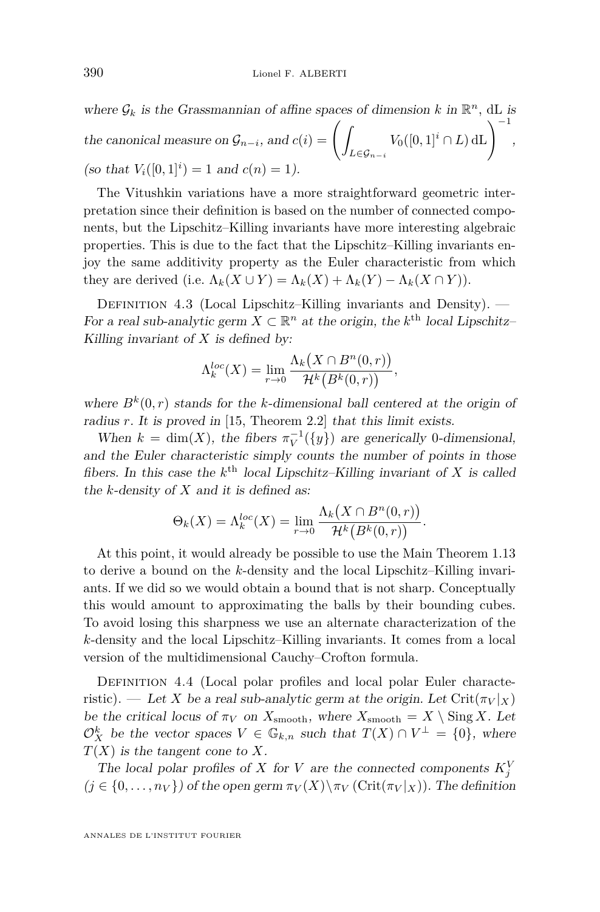*where $\mathcal{G}_k$ is the Grassmannian of affine spaces of dimension $k$ in $\mathbb{R}^n$, $\mathrm{dL}$ is the canonical measure on $\mathcal{G}_{n-i}$, and* $c(i) = \left( \int_{L \in \mathcal{G}_{n-i}} V_0([0,1]^i \cap L) \, \mathrm{dL} \right)^{-1}$, *(so that $V_i([0,1]^i) = 1$ and $c(n) = 1$).*

The Vitushkin variations have a more straightforward geometric interpretation since their definition is based on the number of connected components, but the Lipschitz–Killing invariants have more interesting algebraic properties. This is due to the fact that the Lipschitz–Killing invariants enjoy the same additivity property as the Euler characteristic from which they are derived (i.e. $\Lambda_k(X \cup Y) = \Lambda_k(X) + \Lambda_k(Y) - \Lambda_k(X \cap Y)$).

Definition 4.3 (Local Lipschitz–Killing invariants and Density). — *For a real sub-analytic germ $X \subset \mathbb{R}^n$ at the origin, the $k^{\text{th}}$ local Lipschitz–Killing invariant of $X$ is defined by:*

$$\Lambda_k^{loc}(X) = \lim_{r \to 0} \frac{\Lambda_k\big(X \cap B^n(0,r)\big)}{\mathcal{H}^k\big(B^k(0,r)\big)},$$

*where $B^k(0,r)$ stands for the $k$-dimensional ball centered at the origin of radius $r$. It is proved in* [15, Theorem 2.2] *that this limit exists.*

*When $k = \dim(X)$, the fibers $\pi_V^{-1}(\{y\})$ are generically 0-dimensional, and the Euler characteristic simply counts the number of points in those fibers. In this case the $k^{\text{th}}$ local Lipschitz–Killing invariant of $X$ is called the $k$-density of $X$ and it is defined as:*

$$\Theta_k(X) = \Lambda_k^{loc}(X) = \lim_{r \to 0} \frac{\Lambda_k\big(X \cap B^n(0,r)\big)}{\mathcal{H}^k\big(B^k(0,r)\big)}.$$

At this point, it would already be possible to use the Main Theorem 1.13 to derive a bound on the $k$-density and the local Lipschitz–Killing invariants. If we did so we would obtain a bound that is not sharp. Conceptually this would amount to approximating the balls by their bounding cubes. To avoid losing this sharpness we use an alternate characterization of the $k$-density and the local Lipschitz–Killing invariants. It comes from a local version of the multidimensional Cauchy–Crofton formula.

Definition 4.4 (Local polar profiles and local polar Euler characteristic). — *Let $X$ be a real sub-analytic germ at the origin. Let $\mathrm{Crit}(\pi_V|_X)$ be the critical locus of $\pi_V$ on $X_{\text{smooth}}$, where $X_{\text{smooth}} = X \setminus \operatorname{Sing} X$. Let $\mathcal{O}_X^k$ be the vector spaces $V \in \mathbb{G}_{k,n}$ such that $T(X) \cap V^\perp = \{0\}$, where $T(X)$ is the tangent cone to $X$.*

*The local polar profiles of $X$ for $V$ are the connected components $K_j^V$ ($j \in \{0, \dots, n_V\}$) of the open germ $\pi_V(X) \setminus \pi_V\left(\mathrm{Crit}(\pi_V|_X)\right)$. The definition*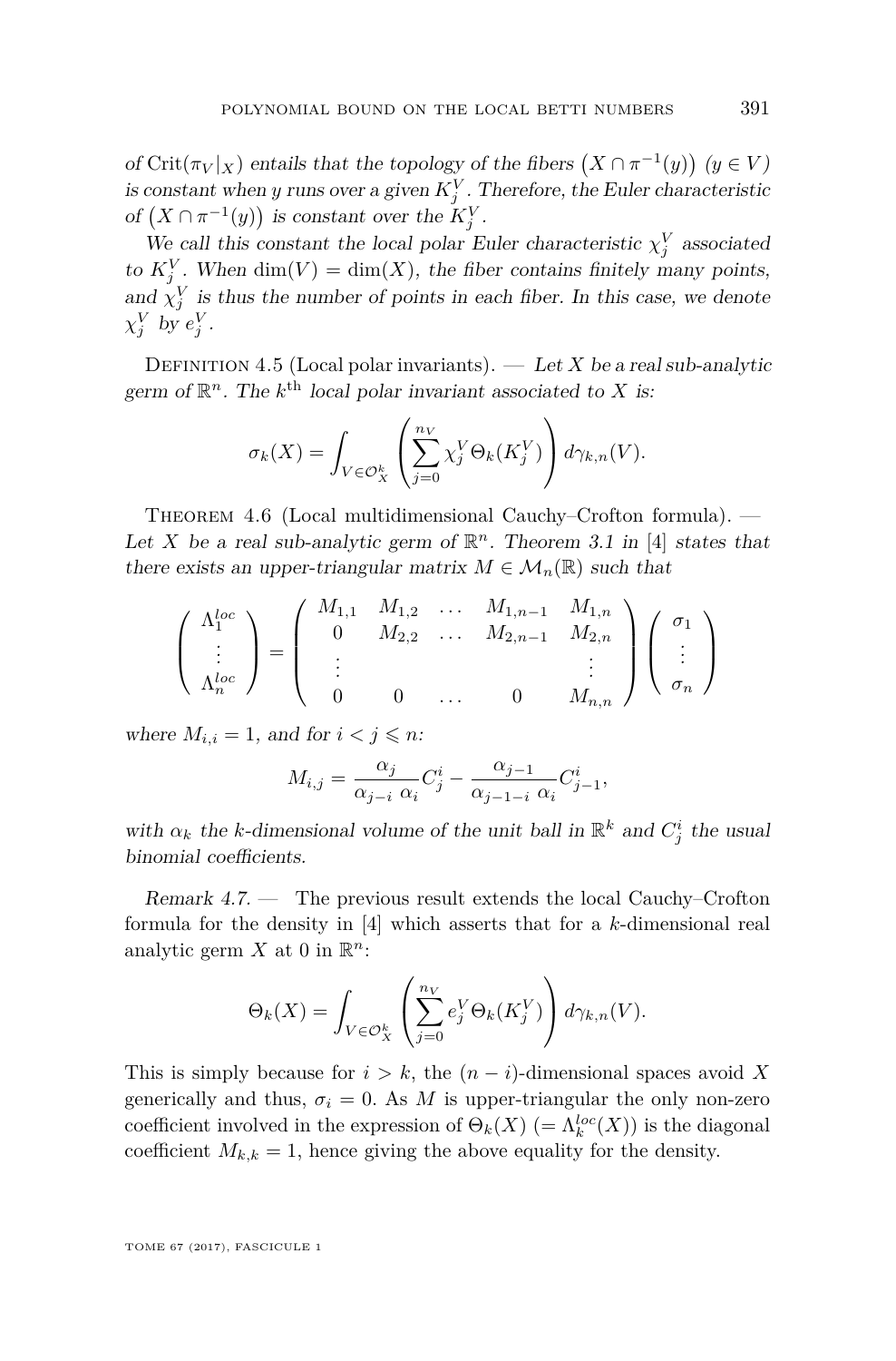of $\mathrm{Crit}(\pi_V|_X)$ entails that the topology of the fibers $\left(X \cap \pi^{-1}(y)\right)$ $(y \in V)$ is constant when $y$ runs over a given $K_j^V$. Therefore, the Euler characteristic of $\left(X \cap \pi^{-1}(y)\right)$ is constant over the $K_j^V$.

*We call this constant the local polar Euler characteristic $\chi_j^V$ associated to $K_j^V$. When $\dim(V) = \dim(X)$, the fiber contains finitely many points, and $\chi_j^V$ is thus the number of points in each fiber. In this case, we denote $\chi_j^V$ by $e_j^V$.*

Definition 4.5 (Local polar invariants). — *Let $X$ be a real sub-analytic germ of $\mathbb{R}^n$. The $k^{\text{th}}$ local polar invariant associated to $X$ is:*

$$\sigma_k(X) = \int_{V \in \mathcal{O}_X^k} \left( \sum_{j=0}^{n_V} \chi_j^V \Theta_k(K_j^V) \right) d\gamma_{k,n}(V).$$

Theorem 4.6 (Local multidimensional Cauchy–Crofton formula). — *Let $X$ be a real sub-analytic germ of $\mathbb{R}^n$. Theorem 3.1 in [4] states that there exists an upper-triangular matrix $M \in \mathcal{M}_n(\mathbb{R})$ such that*

$$\begin{pmatrix} \Lambda_1^{loc} \\ \vdots \\ \Lambda_n^{loc} \end{pmatrix} = \begin{pmatrix} M_{1,1} & M_{1,2} & \dots & M_{1,n-1} & M_{1,n} \\ 0 & M_{2,2} & \dots & M_{2,n-1} & M_{2,n} \\ \vdots & & & & \vdots \\ 0 & 0 & \dots & 0 & M_{n,n} \end{pmatrix} \begin{pmatrix} \sigma_1 \\ \vdots \\ \sigma_n \end{pmatrix}$$

*where $M_{i,i} = 1$, and for $i < j \leqslant n$:*

$$M_{i,j} = \frac{\alpha_j}{\alpha_{j-i}\ \alpha_i} C_j^i - \frac{\alpha_{j-1}}{\alpha_{j-1-i}\ \alpha_i} C_{j-1}^i,$$

*with $\alpha_k$ the $k$-dimensional volume of the unit ball in $\mathbb{R}^k$ and $C_j^i$ the usual binomial coefficients.*

*Remark 4.7.* — The previous result extends the local Cauchy–Crofton formula for the density in [4] which asserts that for a $k$-dimensional real analytic germ $X$ at 0 in $\mathbb{R}^n$:

$$\Theta_k(X) = \int_{V \in \mathcal{O}_X^k} \left( \sum_{j=0}^{n_V} e_j^V \Theta_k(K_j^V) \right) d\gamma_{k,n}(V).$$

This is simply because for $i > k$, the $(n-i)$-dimensional spaces avoid $X$ generically and thus, $\sigma_i = 0$. As $M$ is upper-triangular the only non-zero coefficient involved in the expression of $\Theta_k(X)$ $(= \Lambda_k^{loc}(X))$ is the diagonal coefficient $M_{k,k} = 1$, hence giving the above equality for the density.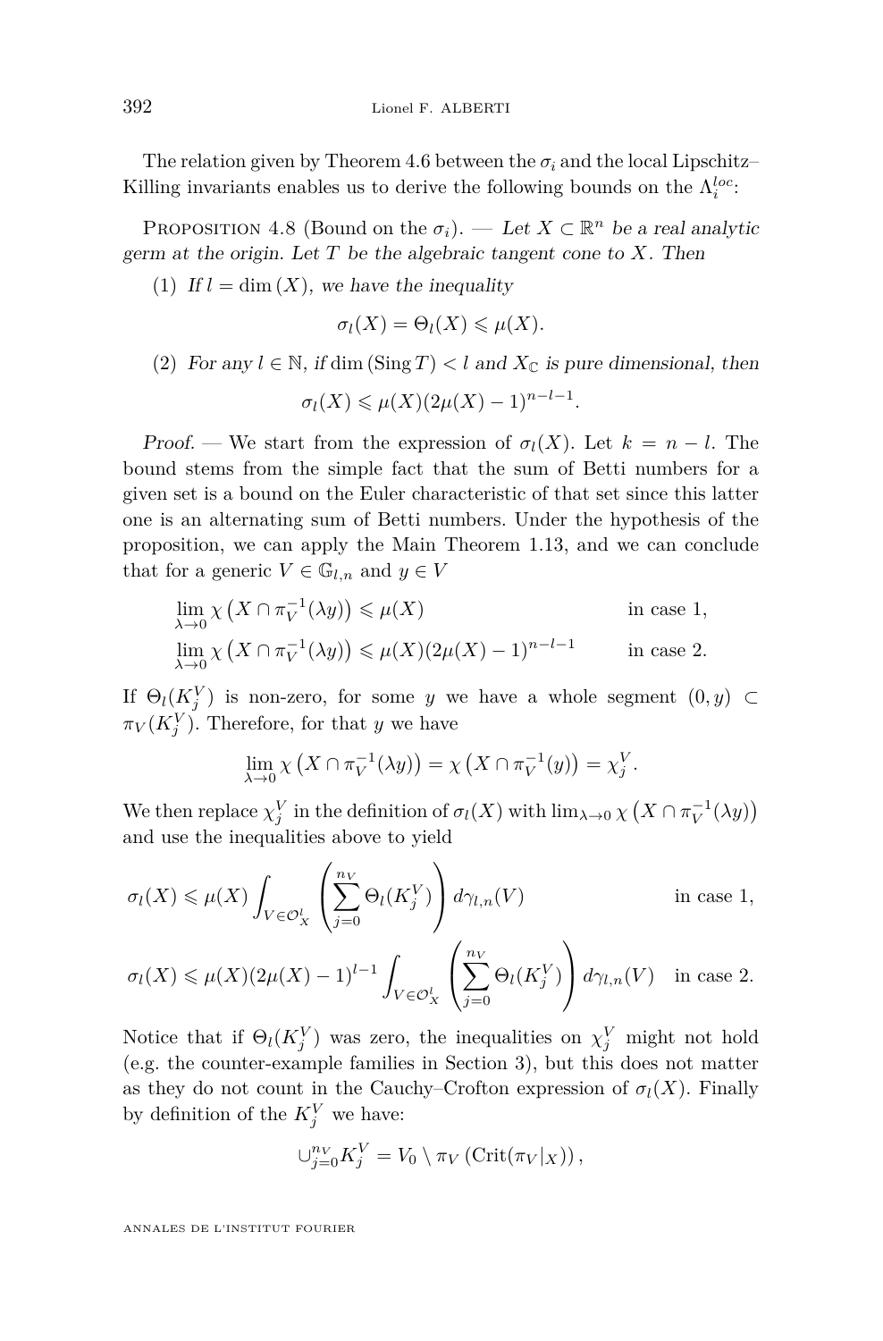The relation given by Theorem 4.6 between the $\sigma_i$ and the local Lipschitz–Killing invariants enables us to derive the following bounds on the $\Lambda_i^{loc}$:

Proposition 4.8 (Bound on the $\sigma_i$). — *Let $X \subset \mathbb{R}^n$ be a real analytic germ at the origin. Let $T$ be the algebraic tangent cone to $X$. Then*

(1) *If $l = \dim(X)$, we have the inequality*

$$\sigma_l(X) = \Theta_l(X) \leqslant \mu(X).$$

(2) *For any $l \in \mathbb{N}$, if $\dim(\operatorname{Sing} T) < l$ and $X_{\mathbb{C}}$ is pure dimensional, then*

$$\sigma_l(X) \leqslant \mu(X)(2\mu(X) - 1)^{n-l-1}.$$

*Proof.* — We start from the expression of $\sigma_l(X)$. Let $k = n - l$. The bound stems from the simple fact that the sum of Betti numbers for a given set is a bound on the Euler characteristic of that set since this latter one is an alternating sum of Betti numbers. Under the hypothesis of the proposition, we can apply the Main Theorem 1.13, and we can conclude that for a generic $V \in \mathbb{G}_{l,n}$ and $y \in V$

$$\lim_{\lambda \to 0} \chi\left(X \cap \pi_V^{-1}(\lambda y)\right) \leqslant \mu(X) \qquad \text{in case 1,}$$

$$\lim_{\lambda \to 0} \chi\left(X \cap \pi_V^{-1}(\lambda y)\right) \leqslant \mu(X)(2\mu(X) - 1)^{n-l-1} \qquad \text{in case 2.}$$

If $\Theta_l(K_j^V)$ is non-zero, for some $y$ we have a whole segment $(0, y) \subset \pi_V(K_j^V)$. Therefore, for that $y$ we have

$$\lim_{\lambda \to 0} \chi\left(X \cap \pi_V^{-1}(\lambda y)\right) = \chi\left(X \cap \pi_V^{-1}(y)\right) = \chi_j^V.$$

We then replace $\chi_j^V$ in the definition of $\sigma_l(X)$ with $\lim_{\lambda \to 0} \chi\left(X \cap \pi_V^{-1}(\lambda y)\right)$ and use the inequalities above to yield

$$\sigma_l(X) \leqslant \mu(X) \int_{V \in \mathcal{O}_X^l} \left(\sum_{j=0}^{n_V} \Theta_l(K_j^V)\right) d\gamma_{l,n}(V) \qquad \text{in case 1,}$$

$$\sigma_l(X) \leqslant \mu(X)(2\mu(X) - 1)^{l-1} \int_{V \in \mathcal{O}_X^l} \left(\sum_{j=0}^{n_V} \Theta_l(K_j^V)\right) d\gamma_{l,n}(V) \quad \text{in case 2.}$$

Notice that if $\Theta_l(K_j^V)$ was zero, the inequalities on $\chi_j^V$ might not hold (e.g. the counter-example families in Section 3), but this does not matter as they do not count in the Cauchy–Crofton expression of $\sigma_l(X)$. Finally by definition of the $K_j^V$ we have:

$$\cup_{j=0}^{n_V} K_j^V = V_0 \setminus \pi_V\left(\operatorname{Crit}(\pi_V|_X)\right),$$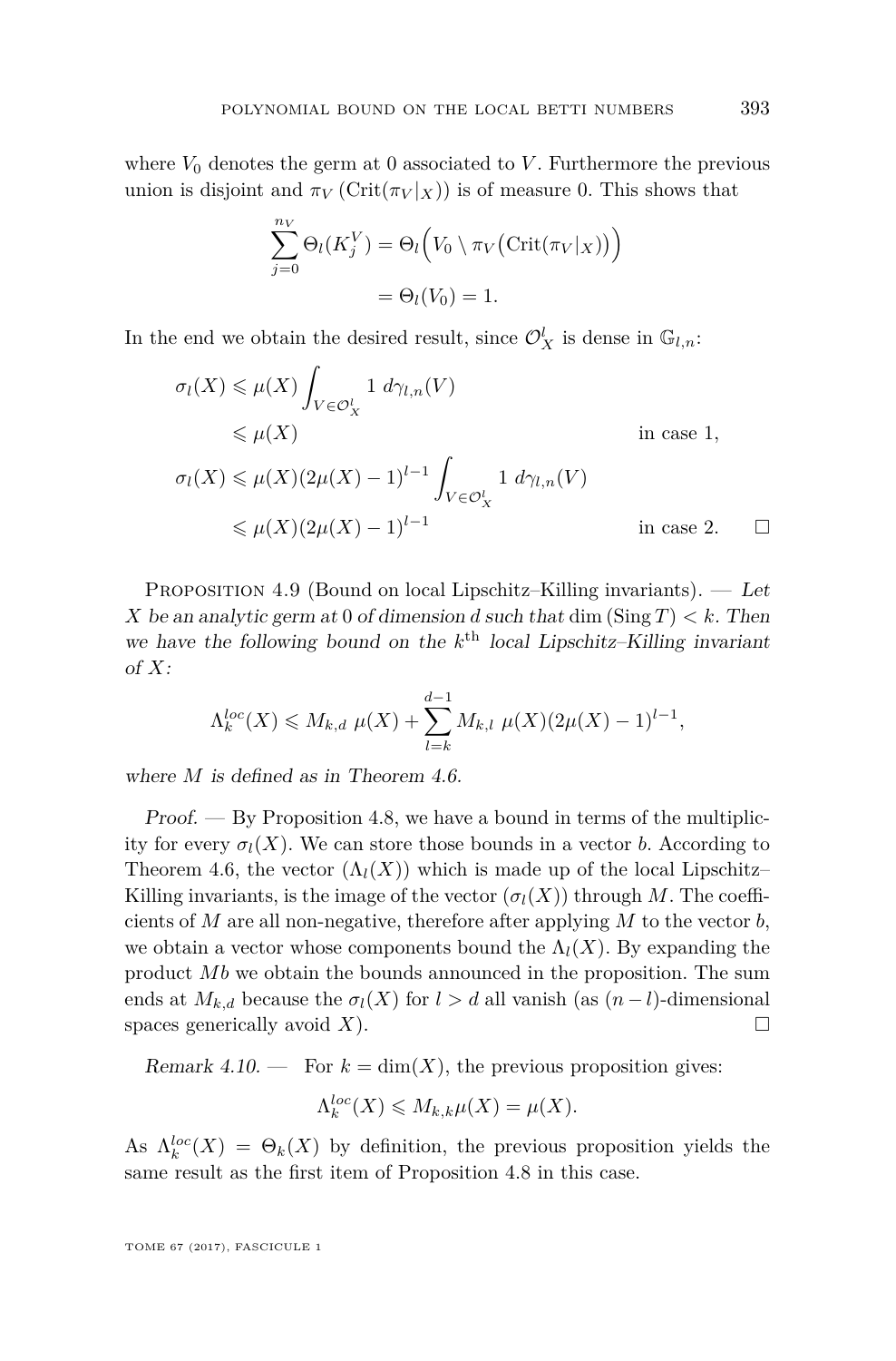where $V_0$ denotes the germ at 0 associated to $V$. Furthermore the previous union is disjoint and $\pi_V\left(\mathrm{Crit}(\pi_V|_X)\right)$ is of measure 0. This shows that

$$\sum_{j=0}^{n_V} \Theta_l(K_j^V) = \Theta_l\Big(V_0 \setminus \pi_V\big(\mathrm{Crit}(\pi_V|_X)\big)\Big)$$
$$= \Theta_l(V_0) = 1.$$

In the end we obtain the desired result, since $\mathcal{O}_X^l$ is dense in $\mathbb{G}_{l,n}$:

$$\begin{aligned}
\sigma_l(X) &\leqslant \mu(X) \int_{V \in \mathcal{O}_X^l} 1 \; d\gamma_{l,n}(V) \\
&\leqslant \mu(X) && \text{in case 1,} \\
\sigma_l(X) &\leqslant \mu(X)(2\mu(X)-1)^{l-1} \int_{V \in \mathcal{O}_X^l} 1 \; d\gamma_{l,n}(V) \\
&\leqslant \mu(X)(2\mu(X)-1)^{l-1} && \text{in case 2.}
\end{aligned}$$

□

Proposition 4.9 (Bound on local Lipschitz–Killing invariants). — *Let $X$ be an analytic germ at 0 of dimension $d$ such that $\dim(\mathrm{Sing}\,T) < k$. Then we have the following bound on the $k^{\text{th}}$ local Lipschitz–Killing invariant of $X$:*

$$\Lambda_k^{loc}(X) \leqslant M_{k,d}\ \mu(X) + \sum_{l=k}^{d-1} M_{k,l}\ \mu(X)(2\mu(X)-1)^{l-1},$$

*where $M$ is defined as in Theorem 4.6.*

*Proof.* — By Proposition 4.8, we have a bound in terms of the multiplicity for every $\sigma_l(X)$. We can store those bounds in a vector $b$. According to Theorem 4.6, the vector $(\Lambda_l(X))$ which is made up of the local Lipschitz–Killing invariants, is the image of the vector $(\sigma_l(X))$ through $M$. The coefficients of $M$ are all non-negative, therefore after applying $M$ to the vector $b$, we obtain a vector whose components bound the $\Lambda_l(X)$. By expanding the product $Mb$ we obtain the bounds announced in the proposition. The sum ends at $M_{k,d}$ because the $\sigma_l(X)$ for $l > d$ all vanish (as $(n-l)$-dimensional spaces generically avoid $X$). □

*Remark 4.10.* — For $k = \dim(X)$, the previous proposition gives:

$$\Lambda_k^{loc}(X) \leqslant M_{k,k}\mu(X) = \mu(X).$$

As $\Lambda_k^{loc}(X) = \Theta_k(X)$ by definition, the previous proposition yields the same result as the first item of Proposition 4.8 in this case.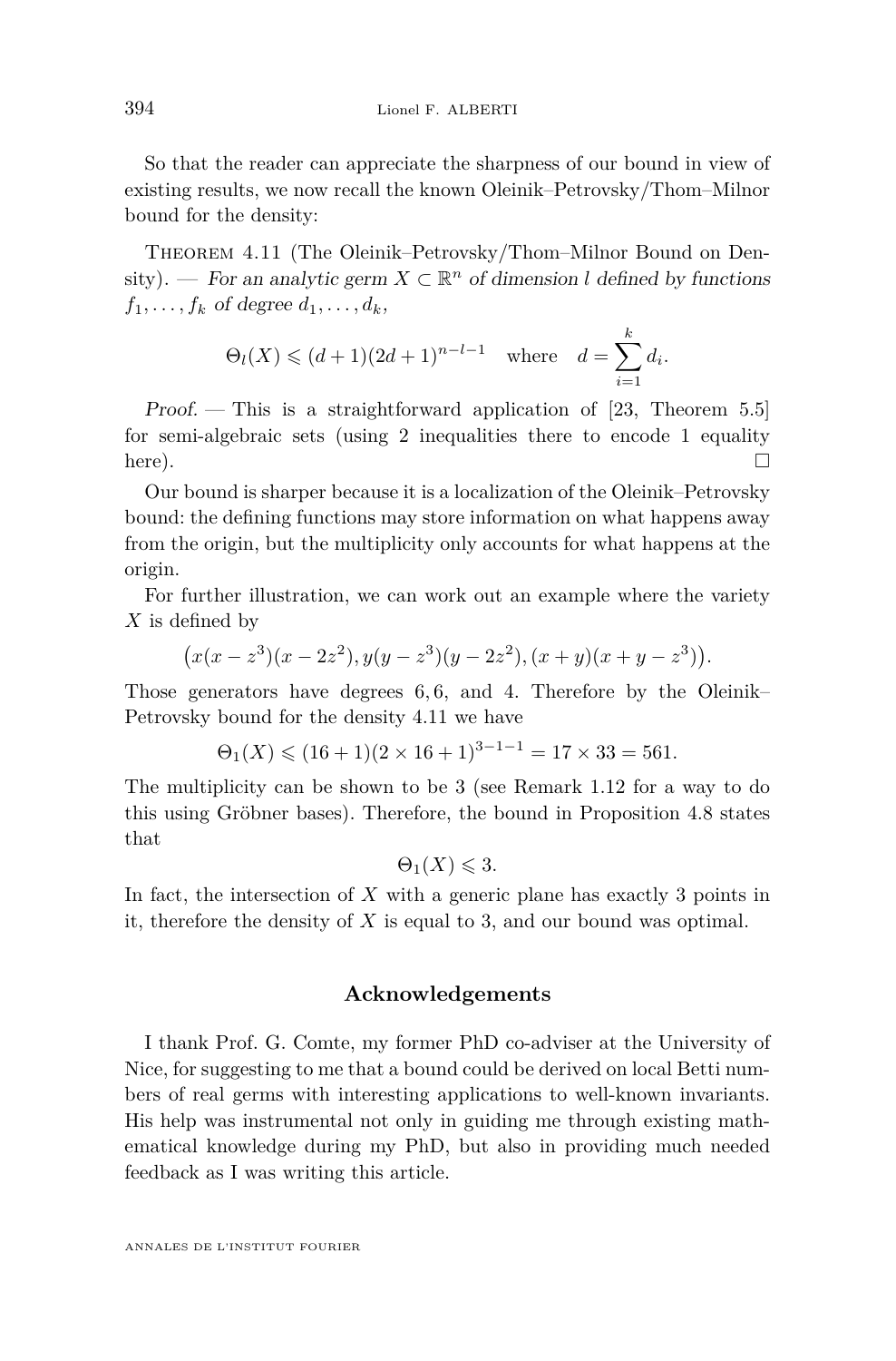So that the reader can appreciate the sharpness of our bound in view of existing results, we now recall the known Oleinik–Petrovsky/Thom–Milnor bound for the density:

Theorem 4.11 (The Oleinik–Petrovsky/Thom–Milnor Bound on Density). — *For an analytic germ $X \subset \mathbb{R}^n$ of dimension $l$ defined by functions $f_1, \dots, f_k$ of degree $d_1, \dots, d_k$,*

$$\Theta_l(X) \leqslant (d+1)(2d+1)^{n-l-1} \quad \text{where} \quad d = \sum_{i=1}^{k} d_i.$$

*Proof.* — This is a straightforward application of [23, Theorem 5.5] for semi-algebraic sets (using 2 inequalities there to encode 1 equality here). □

Our bound is sharper because it is a localization of the Oleinik–Petrovsky bound: the defining functions may store information on what happens away from the origin, but the multiplicity only accounts for what happens at the origin.

For further illustration, we can work out an example where the variety $X$ is defined by

$$\big(x(x-z^3)(x-2z^2), y(y-z^3)(y-2z^2), (x+y)(x+y-z^3)\big).$$

Those generators have degrees $6, 6$, and $4$. Therefore by the Oleinik–Petrovsky bound for the density 4.11 we have

$$\Theta_1(X) \leqslant (16+1)(2 \times 16+1)^{3-1-1} = 17 \times 33 = 561.$$

The multiplicity can be shown to be 3 (see Remark 1.12 for a way to do this using Gröbner bases). Therefore, the bound in Proposition 4.8 states that

$$\Theta_1(X) \leqslant 3.$$

In fact, the intersection of $X$ with a generic plane has exactly 3 points in it, therefore the density of $X$ is equal to 3, and our bound was optimal.

## Acknowledgements

I thank Prof. G. Comte, my former PhD co-adviser at the University of Nice, for suggesting to me that a bound could be derived on local Betti numbers of real germs with interesting applications to well-known invariants. His help was instrumental not only in guiding me through existing mathematical knowledge during my PhD, but also in providing much needed feedback as I was writing this article.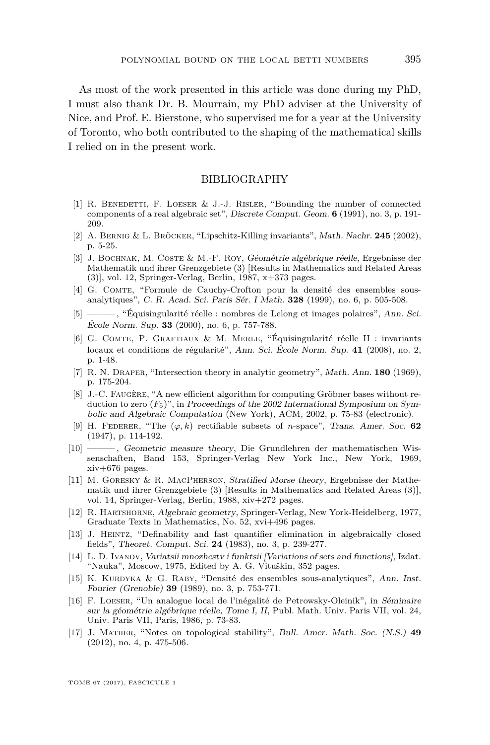As most of the work presented in this article was done during my PhD, I must also thank Dr. B. Mourrain, my PhD adviser at the University of Nice, and Prof. E. Bierstone, who supervised me for a year at the University of Toronto, who both contributed to the shaping of the mathematical skills I relied on in the present work.

## BIBLIOGRAPHY

[1] R. Benedetti, F. Loeser & J.-J. Risler, "Bounding the number of connected components of a real algebraic set", *Discrete Comput. Geom.* **6** (1991), no. 3, p. 191-209.

[2] A. Bernig & L. Bröcker, "Lipschitz-Killing invariants", *Math. Nachr.* **245** (2002), p. 5-25.

[3] J. Bochnak, M. Coste & M.-F. Roy, *Géométrie algébrique réelle*, Ergebnisse der Mathematik und ihrer Grenzgebiete (3) [Results in Mathematics and Related Areas (3)], vol. 12, Springer-Verlag, Berlin, 1987, x+373 pages.

[4] G. Comte, "Formule de Cauchy-Crofton pour la densité des ensembles sous-analytiques", *C. R. Acad. Sci. Paris Sér. I Math.* **328** (1999), no. 6, p. 505-508.

[5] ———, "Équisingularité réelle : nombres de Lelong et images polaires", *Ann. Sci. École Norm. Sup.* **33** (2000), no. 6, p. 757-788.

[6] G. Comte, P. Graftiaux & M. Merle, "Équisingularité réelle II : invariants locaux et conditions de régularité", *Ann. Sci. École Norm. Sup.* **41** (2008), no. 2, p. 1-48.

[7] R. N. Draper, "Intersection theory in analytic geometry", *Math. Ann.* **180** (1969), p. 175-204.

[8] J.-C. Faugère, "A new efficient algorithm for computing Gröbner bases without reduction to zero ($F_5$)", in *Proceedings of the 2002 International Symposium on Symbolic and Algebraic Computation* (New York), ACM, 2002, p. 75-83 (electronic).

[9] H. Federer, "The $(\varphi, k)$ rectifiable subsets of $n$-space", *Trans. Amer. Soc.* **62** (1947), p. 114-192.

[10] ———, *Geometric measure theory*, Die Grundlehren der mathematischen Wissenschaften, Band 153, Springer-Verlag New York Inc., New York, 1969, xiv+676 pages.

[11] M. Goresky & R. MacPherson, *Stratified Morse theory*, Ergebnisse der Mathematik und ihrer Grenzgebiete (3) [Results in Mathematics and Related Areas (3)], vol. 14, Springer-Verlag, Berlin, 1988, xiv+272 pages.

[12] R. Hartshorne, *Algebraic geometry*, Springer-Verlag, New York-Heidelberg, 1977, Graduate Texts in Mathematics, No. 52, xvi+496 pages.

[13] J. Heintz, "Definability and fast quantifier elimination in algebraically closed fields", *Theoret. Comput. Sci.* **24** (1983), no. 3, p. 239-277.

[14] L. D. Ivanov, *Variatsii mnozhestv i funktsii [Variations of sets and functions]*, Izdat. "Nauka", Moscow, 1975, Edited by A. G. Vituškin, 352 pages.

[15] K. Kurdyka & G. Raby, "Densité des ensembles sous-analytiques", *Ann. Inst. Fourier (Grenoble)* **39** (1989), no. 3, p. 753-771.

[16] F. Loeser, "Un analogue local de l'inégalité de Petrowsky-Oleinik", in *Séminaire sur la géométrie algébrique réelle, Tome I, II*, Publ. Math. Univ. Paris VII, vol. 24, Univ. Paris VII, Paris, 1986, p. 73-83.

[17] J. Mather, "Notes on topological stability", *Bull. Amer. Math. Soc. (N.S.)* **49** (2012), no. 4, p. 475-506.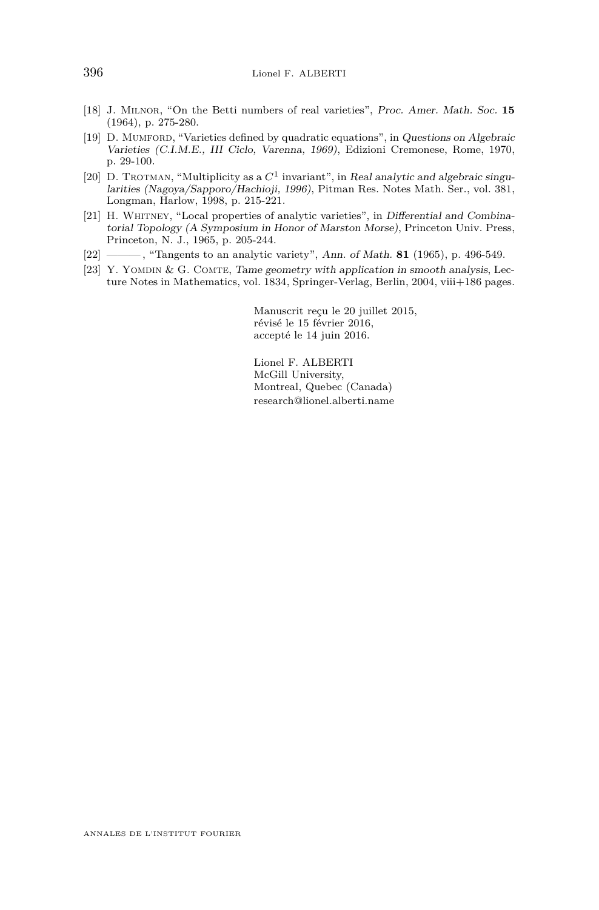[18] J. Milnor, "On the Betti numbers of real varieties", *Proc. Amer. Math. Soc.* **15** (1964), p. 275-280.

[19] D. Mumford, "Varieties defined by quadratic equations", in *Questions on Algebraic Varieties (C.I.M.E., III Ciclo, Varenna, 1969)*, Edizioni Cremonese, Rome, 1970, p. 29-100.

[20] D. Trotman, "Multiplicity as a $C^1$ invariant", in *Real analytic and algebraic singularities (Nagoya/Sapporo/Hachioji, 1996)*, Pitman Res. Notes Math. Ser., vol. 381, Longman, Harlow, 1998, p. 215-221.

[21] H. Whitney, "Local properties of analytic varieties", in *Differential and Combinatorial Topology (A Symposium in Honor of Marston Morse)*, Princeton Univ. Press, Princeton, N. J., 1965, p. 205-244.

[22] ———, "Tangents to an analytic variety", *Ann. of Math.* **81** (1965), p. 496-549.

[23] Y. Yomdin & G. Comte, *Tame geometry with application in smooth analysis*, Lecture Notes in Mathematics, vol. 1834, Springer-Verlag, Berlin, 2004, viii+186 pages.

Manuscrit reçu le 20 juillet 2015,
révisé le 15 février 2016,
accepté le 14 juin 2016.

Lionel F. ALBERTI
McGill University,
Montreal, Quebec (Canada)
research@lionel.alberti.name